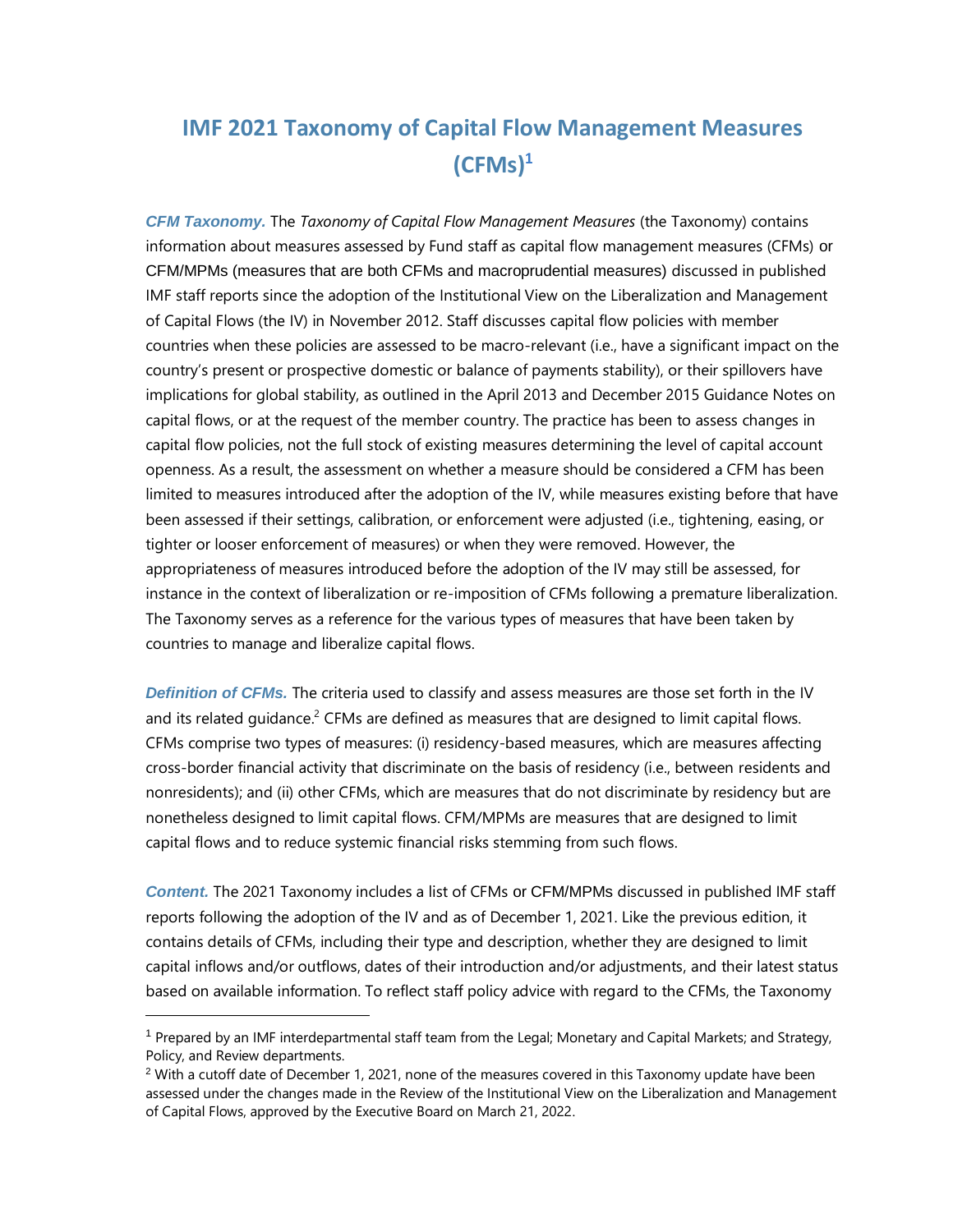# IMF 2021 Taxonomy of Capital Flow Management Measures (CFMs)[1]

***CFM Taxonomy.*** The *Taxonomy of Capital Flow Management Measures* (the Taxonomy) contains information about measures assessed by Fund staff as capital flow management measures (CFMs) or CFM/MPMs (measures that are both CFMs and macroprudential measures) discussed in published IMF staff reports since the adoption of the Institutional View on the Liberalization and Management of Capital Flows (the IV) in November 2012. Staff discusses capital flow policies with member countries when these policies are assessed to be macro-relevant (i.e., have a significant impact on the country's present or prospective domestic or balance of payments stability), or their spillovers have implications for global stability, as outlined in the April 2013 and December 2015 Guidance Notes on capital flows, or at the request of the member country. The practice has been to assess changes in capital flow policies, not the full stock of existing measures determining the level of capital account openness. As a result, the assessment on whether a measure should be considered a CFM has been limited to measures introduced after the adoption of the IV, while measures existing before that have been assessed if their settings, calibration, or enforcement were adjusted (i.e., tightening, easing, or tighter or looser enforcement of measures) or when they were removed. However, the appropriateness of measures introduced before the adoption of the IV may still be assessed, for instance in the context of liberalization or re-imposition of CFMs following a premature liberalization. The Taxonomy serves as a reference for the various types of measures that have been taken by countries to manage and liberalize capital flows.

***Definition of CFMs.*** The criteria used to classify and assess measures are those set forth in the IV and its related guidance.[2] CFMs are defined as measures that are designed to limit capital flows. CFMs comprise two types of measures: (i) residency-based measures, which are measures affecting cross-border financial activity that discriminate on the basis of residency (i.e., between residents and nonresidents); and (ii) other CFMs, which are measures that do not discriminate by residency but are nonetheless designed to limit capital flows. CFM/MPMs are measures that are designed to limit capital flows and to reduce systemic financial risks stemming from such flows.

***Content.*** The 2021 Taxonomy includes a list of CFMs or CFM/MPMs discussed in published IMF staff reports following the adoption of the IV and as of December 1, 2021. Like the previous edition, it contains details of CFMs, including their type and description, whether they are designed to limit capital inflows and/or outflows, dates of their introduction and/or adjustments, and their latest status based on available information. To reflect staff policy advice with regard to the CFMs, the Taxonomy

---

[1] Prepared by an IMF interdepartmental staff team from the Legal; Monetary and Capital Markets; and Strategy, Policy, and Review departments.

[2] With a cutoff date of December 1, 2021, none of the measures covered in this Taxonomy update have been assessed under the changes made in the Review of the Institutional View on the Liberalization and Management of Capital Flows, approved by the Executive Board on March 21, 2022.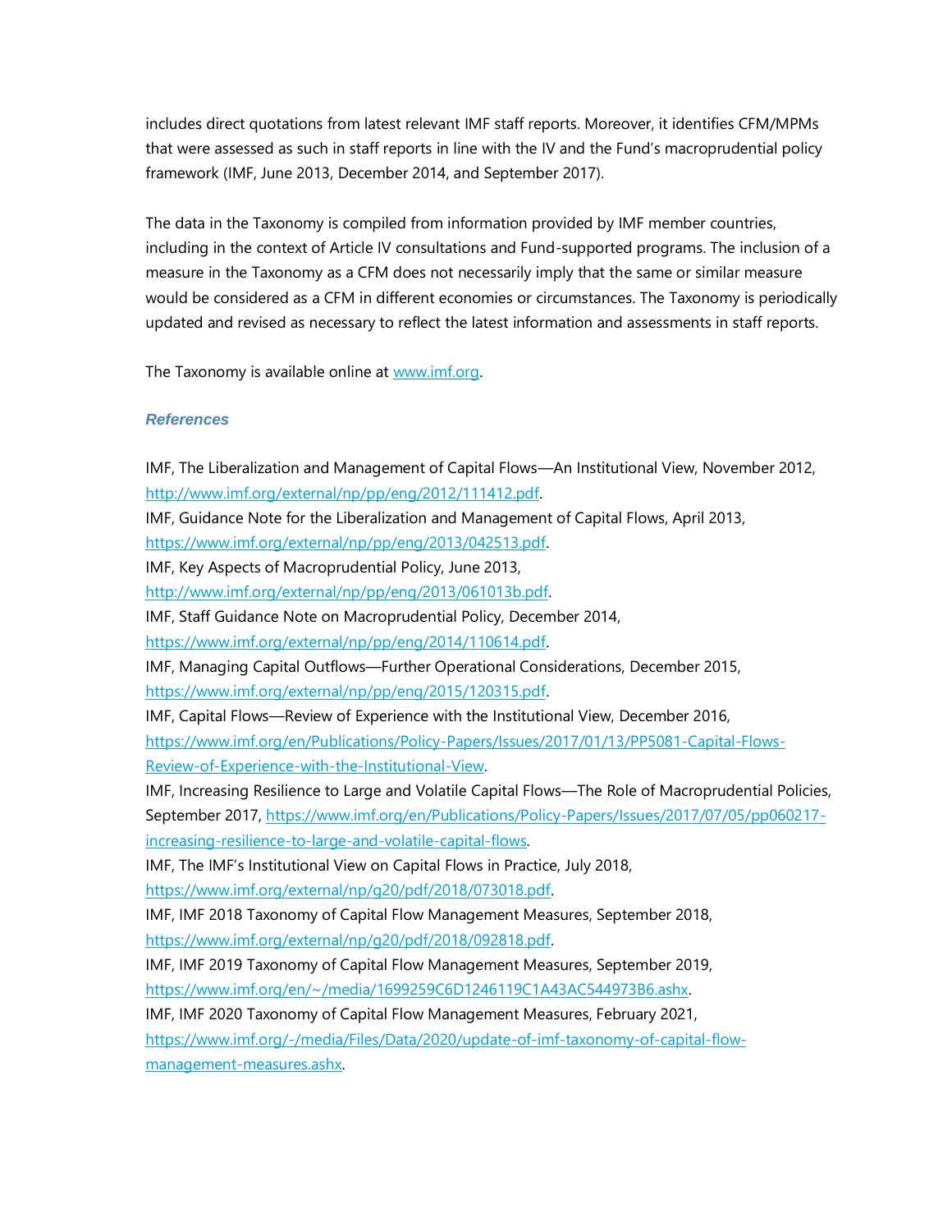includes direct quotations from latest relevant IMF staff reports. Moreover, it identifies CFM/MPMs that were assessed as such in staff reports in line with the IV and the Fund's macroprudential policy framework (IMF, June 2013, December 2014, and September 2017).

The data in the Taxonomy is compiled from information provided by IMF member countries, including in the context of Article IV consultations and Fund-supported programs. The inclusion of a measure in the Taxonomy as a CFM does not necessarily imply that the same or similar measure would be considered as a CFM in different economies or circumstances. The Taxonomy is periodically updated and revised as necessary to reflect the latest information and assessments in staff reports.

The Taxonomy is available online at [www.imf.org](www.imf.org).

### *References*

IMF, The Liberalization and Management of Capital Flows—An Institutional View, November 2012, http://www.imf.org/external/np/pp/eng/2012/111412.pdf.

IMF, Guidance Note for the Liberalization and Management of Capital Flows, April 2013, https://www.imf.org/external/np/pp/eng/2013/042513.pdf.

IMF, Key Aspects of Macroprudential Policy, June 2013, http://www.imf.org/external/np/pp/eng/2013/061013b.pdf.

IMF, Staff Guidance Note on Macroprudential Policy, December 2014, https://www.imf.org/external/np/pp/eng/2014/110614.pdf.

IMF, Managing Capital Outflows—Further Operational Considerations, December 2015, https://www.imf.org/external/np/pp/eng/2015/120315.pdf.

IMF, Capital Flows—Review of Experience with the Institutional View, December 2016, https://www.imf.org/en/Publications/Policy-Papers/Issues/2017/01/13/PP5081-Capital-Flows-Review-of-Experience-with-the-Institutional-View.

IMF, Increasing Resilience to Large and Volatile Capital Flows—The Role of Macroprudential Policies, September 2017, https://www.imf.org/en/Publications/Policy-Papers/Issues/2017/07/05/pp060217-increasing-resilience-to-large-and-volatile-capital-flows.

IMF, The IMF's Institutional View on Capital Flows in Practice, July 2018, https://www.imf.org/external/np/g20/pdf/2018/073018.pdf.

IMF, IMF 2018 Taxonomy of Capital Flow Management Measures, September 2018, https://www.imf.org/external/np/g20/pdf/2018/092818.pdf.

IMF, IMF 2019 Taxonomy of Capital Flow Management Measures, September 2019, https://www.imf.org/en/~/media/1699259C6D1246119C1A43AC544973B6.ashx.

IMF, IMF 2020 Taxonomy of Capital Flow Management Measures, February 2021, https://www.imf.org/-/media/Files/Data/2020/update-of-imf-taxonomy-of-capital-flow-management-measures.ashx.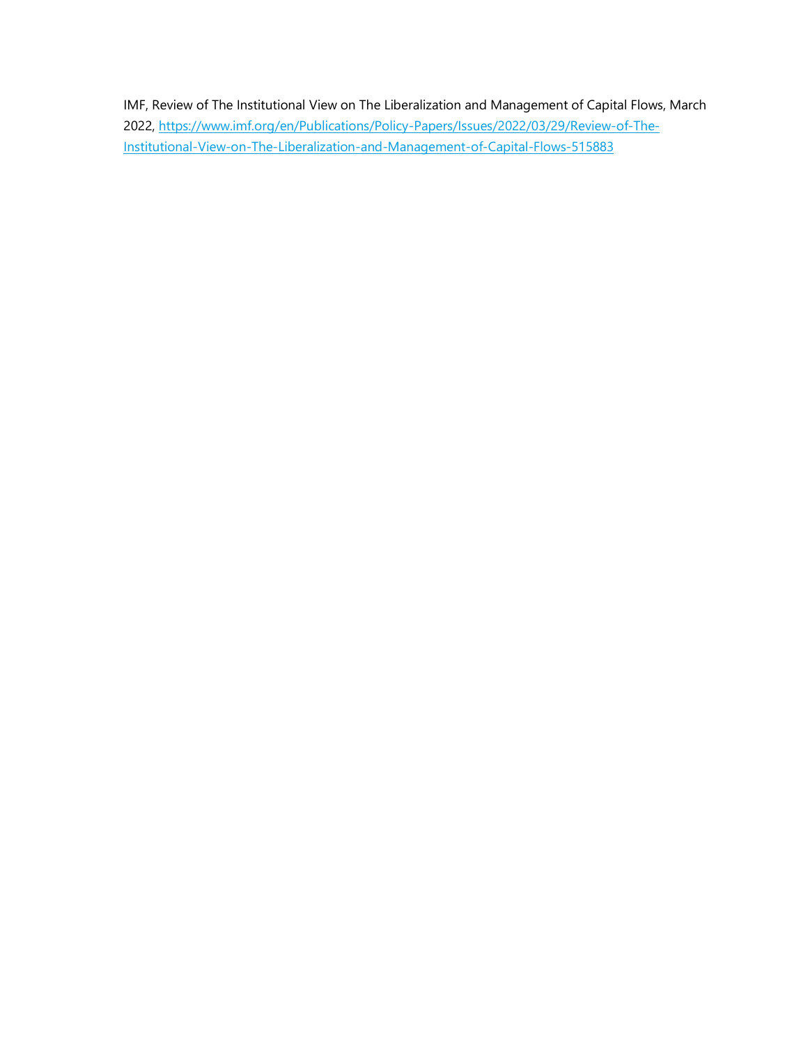IMF, Review of The Institutional View on The Liberalization and Management of Capital Flows, March 2022, [https://www.imf.org/en/Publications/Policy-Papers/Issues/2022/03/29/Review-of-The-Institutional-View-on-The-Liberalization-and-Management-of-Capital-Flows-515883](https://www.imf.org/en/Publications/Policy-Papers/Issues/2022/03/29/Review-of-The-Institutional-View-on-The-Liberalization-and-Management-of-Capital-Flows-515883)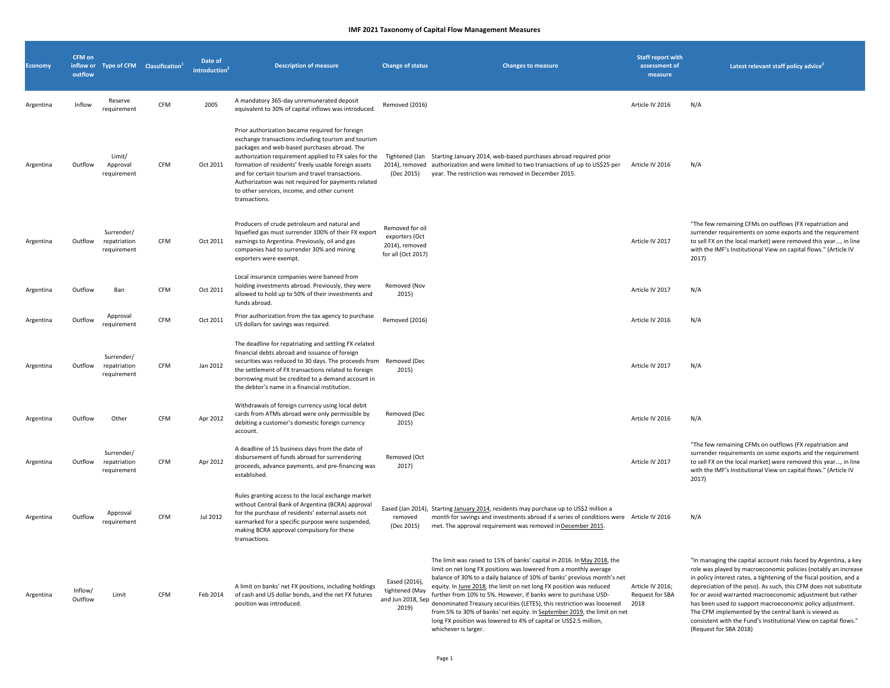**IMF 2021 Taxonomy of Capital Flow Management Measures**

| Economy | CFM on inflow or outflow | Type of CFM | Classification[1] | Date of introduction[2] | Description of measure | Change of status | Changes to measure | Staff report with assessment of measure | Latest relevant staff policy advice[2] |
|---|---|---|---|---|---|---|---|---|---|
| Argentina | Inflow | Reserve requirement | CFM | 2005 | A mandatory 365-day unremunerated deposit equivalent to 30% of capital inflows was introduced. | Removed (2016) | | Article IV 2016 | N/A |
| Argentina | Outflow | Limit/ Approval requirement | CFM | Oct 2011 | Prior authorization became required for foreign exchange transactions including tourism and tourism packages and web-based purchases abroad. The authorization requirement applied to FX sales for the formation of residents' freely usable foreign assets and for certain tourism and travel transactions. Authorization was not required for payments related to other services, income, and other current transactions. | Tightened (Jan 2014), removed (Dec 2015) | Starting January 2014, web-based purchases abroad required prior authorization and were limited to two transactions of up to US$25 per year. The restriction was removed in December 2015. | Article IV 2016 | N/A |
| Argentina | Outflow | Surrender/ repatriation requirement | CFM | Oct 2011 | Producers of crude petroleum and natural and liquefied gas must surrender 100% of their FX export earnings to Argentina. Previously, oil and gas companies had to surrender 30% and mining exporters were exempt. | Removed for oil exporters (Oct 2014), removed for all (Oct 2017) | | Article IV 2017 | "The few remaining CFMs on outflows (FX repatriation and surrender requirements on some exports and the requirement to sell FX on the local market) were removed this year..., in line with the IMF's Institutional View on capital flows." (Article IV 2017) |
| Argentina | Outflow | Ban | CFM | Oct 2011 | Local insurance companies were banned from holding investments abroad. Previously, they were allowed to hold up to 50% of their investments and funds abroad. | Removed (Nov 2015) | | Article IV 2017 | N/A |
| Argentina | Outflow | Approval requirement | CFM | Oct 2011 | Prior authorization from the tax agency to purchase US dollars for savings was required. | Removed (2016) | | Article IV 2016 | N/A |
| Argentina | Outflow | Surrender/ repatriation requirement | CFM | Jan 2012 | The deadline for repatriating and settling FX-related financial debts abroad and issuance of foreign securities was reduced to 30 days. The proceeds from the settlement of FX transactions related to foreign borrowing must be credited to a demand account in the debtor's name in a financial institution. | Removed (Dec 2015) | | Article IV 2017 | N/A |
| Argentina | Outflow | Other | CFM | Apr 2012 | Withdrawals of foreign currency using local debit cards from ATMs abroad were only permissible by debiting a customer's domestic foreign currency account. | Removed (Dec 2015) | | Article IV 2016 | N/A |
| Argentina | Outflow | Surrender/ repatriation requirement | CFM | Apr 2012 | A deadline of 15 business days from the date of disbursement of funds abroad for surrendering proceeds, advance payments, and pre-financing was established. | Removed (Oct 2017) | | Article IV 2017 | "The few remaining CFMs on outflows (FX repatriation and surrender requirements on some exports and the requirement to sell FX on the local market) were removed this year..., in line with the IMF's Institutional View on capital flows." (Article IV 2017) |
| Argentina | Outflow | Approval requirement | CFM | Jul 2012 | Rules granting access to the local exchange market without Central Bank of Argentina (BCRA) approval for the purchase of residents' external assets not earmarked for a specific purpose were suspended, making BCRA approval compulsory for these transactions. | Eased (Jan 2014), removed (Dec 2015) | Starting January 2014, residents may purchase up to US$2 million a month for savings and investments abroad if a series of conditions were met. The approval requirement was removed in December 2015. | Article IV 2016 | N/A |
| Argentina | Inflow/ Outflow | Limit | CFM | Feb 2014 | A limit on banks' net FX positions, including holdings of cash and US dollar bonds, and the net FX futures position was introduced. | Eased (2016), tightened (May and Jun 2018, Sep 2019) | The limit was raised to 15% of banks' capital in 2016. In May 2018, the limit on net long FX positions was lowered from a monthly average balance of 30% to a daily balance of 10% of banks' previous month's net equity. In June 2018, the limit on net long FX position was reduced further from 10% to 5%. However, if banks were to purchase USD-denominated Treasury securities (LETES), this restriction was loosened from 5% to 30% of banks' net equity. In September 2019, the limit on net long FX position was lowered to 4% of capital or US$2.5 million, whichever is larger. | Article IV 2016; Request for SBA 2018 | "In managing the capital account risks faced by Argentina, a key role was played by macroeconomic policies (notably an increase in policy interest rates, a tightening of the fiscal position, and a depreciation of the peso). As such, this CFM does not substitute for or avoid warranted macroeconomic adjustment but rather has been used to support macroeconomic policy adjustment. The CFM implemented by the central bank is viewed as consistent with the Fund's Institutional View on capital flows." (Request for SBA 2018) |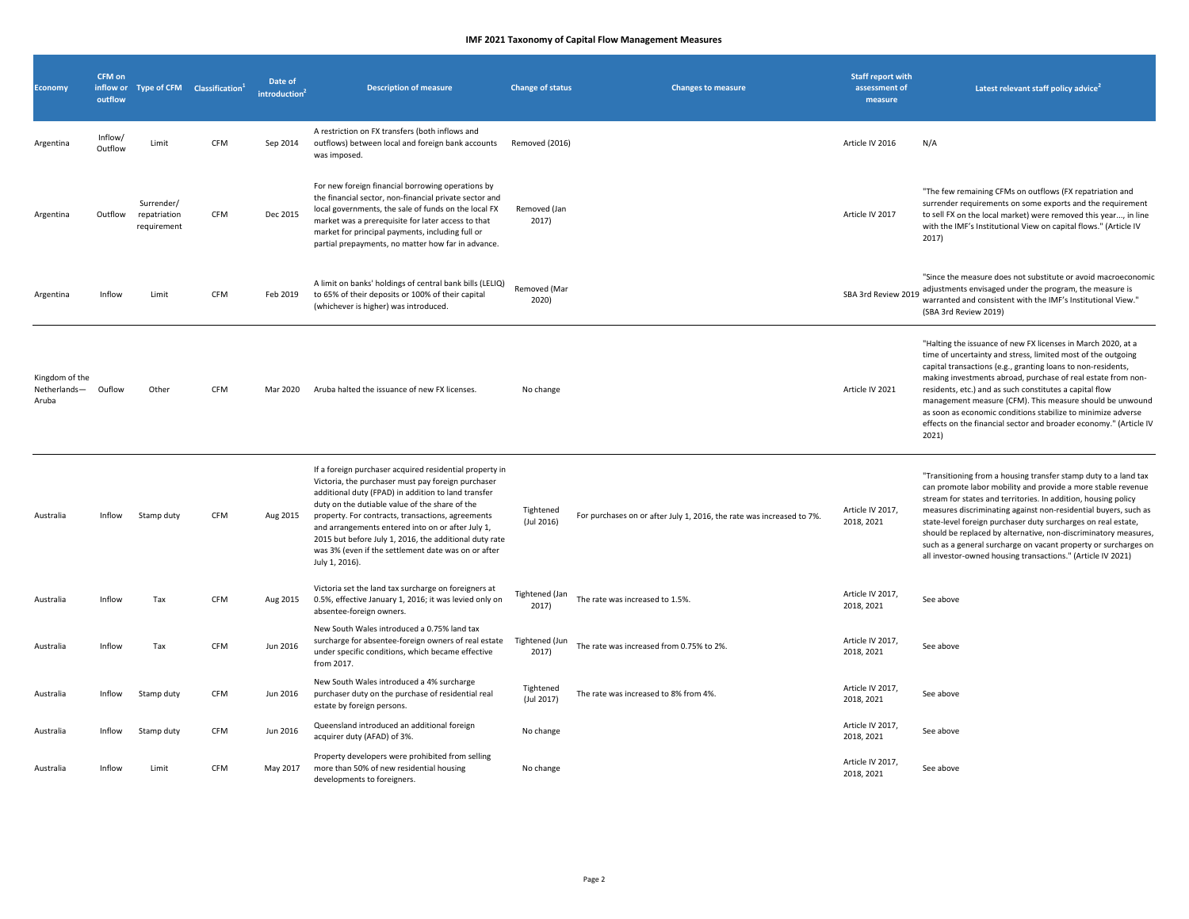# IMF 2021 Taxonomy of Capital Flow Management Measures

| Economy | CFM on inflow or outflow | Type of CFM | Classification[1] | Date of introduction[2] | Description of measure | Change of status | Changes to measure | Staff report with assessment of measure | Latest relevant staff policy advice[2] |
|---|---|---|---|---|---|---|---|---|---|
| Argentina | Inflow/ Outflow | Limit | CFM | Sep 2014 | A restriction on FX transfers (both inflows and outflows) between local and foreign bank accounts was imposed. | Removed (2016) | | Article IV 2016 | N/A |
| Argentina | Outflow | Surrender/ repatriation requirement | CFM | Dec 2015 | For new foreign financial borrowing operations by the financial sector, non-financial private sector and local governments, the sale of funds on the local FX market was a prerequisite for later access to that market for principal payments, including full or partial prepayments, no matter how far in advance. | Removed (Jan 2017) | | Article IV 2017 | "The few remaining CFMs on outflows (FX repatriation and surrender requirements on some exports and the requirement to sell FX on the local market) were removed this year..., in line with the IMF's Institutional View on capital flows." (Article IV 2017) |
| Argentina | Inflow | Limit | CFM | Feb 2019 | A limit on banks' holdings of central bank bills (LELIQ) to 65% of their deposits or 100% of their capital (whichever is higher) was introduced. | Removed (Mar 2020) | | SBA 3rd Review 2019 | "Since the measure does not substitute or avoid macroeconomic adjustments envisaged under the program, the measure is warranted and consistent with the IMF's Institutional View." (SBA 3rd Review 2019) |
| Kingdom of the Netherlands—Aruba | Ouflow | Other | CFM | Mar 2020 | Aruba halted the issuance of new FX licenses. | No change | | Article IV 2021 | "Halting the issuance of new FX licenses in March 2020, at a time of uncertainty and stress, limited most of the outgoing capital transactions (e.g., granting loans to non-residents, making investments abroad, purchase of real estate from non-residents, etc.) and as such constitutes a capital flow management measure (CFM). This measure should be unwound as soon as economic conditions stabilize to minimize adverse effects on the financial sector and broader economy." (Article IV 2021) |
| Australia | Inflow | Stamp duty | CFM | Aug 2015 | If a foreign purchaser acquired residential property in Victoria, the purchaser must pay foreign purchaser additional duty (FPAD) in addition to land transfer duty on the dutiable value of the share of the property. For contracts, transactions, agreements and arrangements entered into on or after July 1, 2015 but before July 1, 2016, the additional duty rate was 3% (even if the settlement date was on or after July 1, 2016). | Tightened (Jul 2016) | For purchases on or after July 1, 2016, the rate was increased to 7%. | Article IV 2017, 2018, 2021 | "Transitioning from a housing transfer stamp duty to a land tax can promote labor mobility and provide a more stable revenue stream for states and territories. In addition, housing policy measures discriminating against non-residential buyers, such as state-level foreign purchaser duty surcharges on real estate, should be replaced by alternative, non-discriminatory measures, such as a general surcharge on vacant property or surcharges on all investor-owned housing transactions." (Article IV 2021) |
| Australia | Inflow | Tax | CFM | Aug 2015 | Victoria set the land tax surcharge on foreigners at 0.5%, effective January 1, 2016; it was levied only on absentee-foreign owners. | Tightened (Jan 2017) | The rate was increased to 1.5%. | Article IV 2017, 2018, 2021 | See above |
| Australia | Inflow | Tax | CFM | Jun 2016 | New South Wales introduced a 0.75% land tax surcharge for absentee-foreign owners of real estate under specific conditions, which became effective from 2017. | Tightened (Jun 2017) | The rate was increased from 0.75% to 2%. | Article IV 2017, 2018, 2021 | See above |
| Australia | Inflow | Stamp duty | CFM | Jun 2016 | New South Wales introduced a 4% surcharge purchaser duty on the purchase of residential real estate by foreign persons. | Tightened (Jul 2017) | The rate was increased to 8% from 4%. | Article IV 2017, 2018, 2021 | See above |
| Australia | Inflow | Stamp duty | CFM | Jun 2016 | Queensland introduced an additional foreign acquirer duty (AFAD) of 3%. | No change | | Article IV 2017, 2018, 2021 | See above |
| Australia | Inflow | Limit | CFM | May 2017 | Property developers were prohibited from selling more than 50% of new residential housing developments to foreigners. | No change | | Article IV 2017, 2018, 2021 | See above |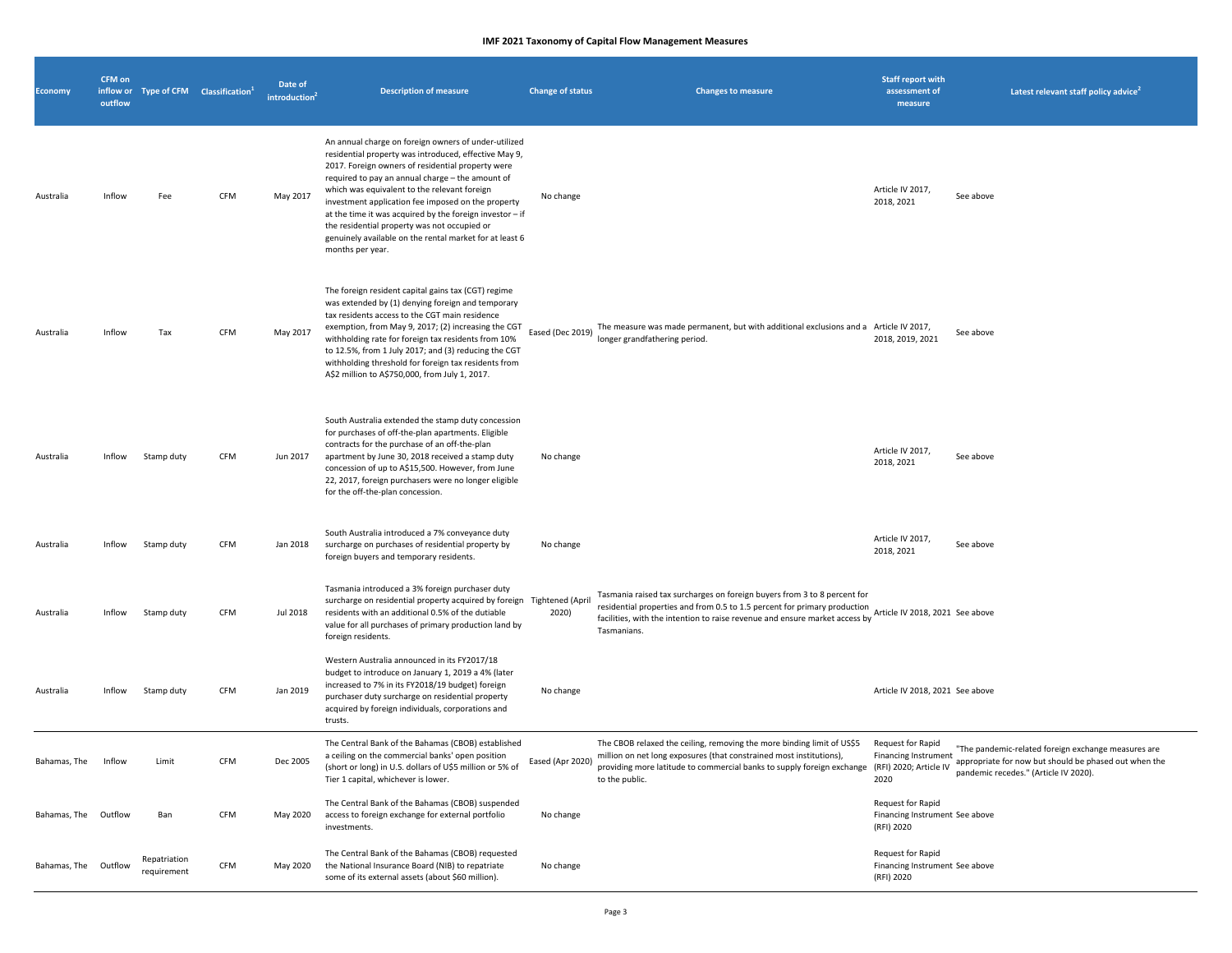**IMF 2021 Taxonomy of Capital Flow Management Measures**

| Economy | CFM on inflow or outflow | Type of CFM | Classification[1] | Date of introduction[2] | Description of measure | Change of status | Changes to measure | Staff report with assessment of measure | Latest relevant staff policy advice[2] |
|---|---|---|---|---|---|---|---|---|---|
| Australia | Inflow | Fee | CFM | May 2017 | An annual charge on foreign owners of under-utilized residential property was introduced, effective May 9, 2017. Foreign owners of residential property were required to pay an annual charge – the amount of which was equivalent to the relevant foreign investment application fee imposed on the property at the time it was acquired by the foreign investor – if the residential property was not occupied or genuinely available on the rental market for at least 6 months per year. | No change | | Article IV 2017, 2018, 2021 | See above |
| Australia | Inflow | Tax | CFM | May 2017 | The foreign resident capital gains tax (CGT) regime was extended by (1) denying foreign and temporary tax residents access to the CGT main residence exemption, from May 9, 2017; (2) increasing the CGT withholding rate for foreign tax residents from 10% to 12.5%, from 1 July 2017; and (3) reducing the CGT withholding threshold for foreign tax residents from A$2 million to A$750,000, from July 1, 2017. | Eased (Dec 2019) | The measure was made permanent, but with additional exclusions and a longer grandfathering period. | Article IV 2017, 2018, 2019, 2021 | See above |
| Australia | Inflow | Stamp duty | CFM | Jun 2017 | South Australia extended the stamp duty concession for purchases of off-the-plan apartments. Eligible contracts for the purchase of an off-the-plan apartment by June 30, 2018 received a stamp duty concession of up to A$15,500. However, from June 22, 2017, foreign purchasers were no longer eligible for the off-the-plan concession. | No change | | Article IV 2017, 2018, 2021 | See above |
| Australia | Inflow | Stamp duty | CFM | Jan 2018 | South Australia introduced a 7% conveyance duty surcharge on purchases of residential property by foreign buyers and temporary residents. | No change | | Article IV 2017, 2018, 2021 | See above |
| Australia | Inflow | Stamp duty | CFM | Jul 2018 | Tasmania introduced a 3% foreign purchaser duty surcharge on residential property acquired by foreign residents with an additional 0.5% of the dutiable value for all purchases of primary production land by foreign residents. | Tightened (April 2020) | Tasmania raised tax surcharges on foreign buyers from 3 to 8 percent for residential properties and from 0.5 to 1.5 percent for primary production facilities, with the intention to raise revenue and ensure market access by Tasmanians. | Article IV 2018, 2021 | See above |
| Australia | Inflow | Stamp duty | CFM | Jan 2019 | Western Australia announced in its FY2017/18 budget to introduce on January 1, 2019 a 4% (later increased to 7% in its FY2018/19 budget) foreign purchaser duty surcharge on residential property acquired by foreign individuals, corporations and trusts. | No change | | Article IV 2018, 2021 | See above |
| Bahamas, The | Inflow | Limit | CFM | Dec 2005 | The Central Bank of the Bahamas (CBOB) established a ceiling on the commercial banks' open position (short or long) in U.S. dollars of US$5 million or 5% of Tier 1 capital, whichever is lower. | Eased (Apr 2020) | The CBOB relaxed the ceiling, removing the more binding limit of US$5 million on net long exposures (that constrained most institutions), providing more latitude to commercial banks to supply foreign exchange to the public. | Request for Rapid Financing Instrument (RFI) 2020; Article IV 2020 | "The pandemic-related foreign exchange measures are appropriate for now but should be phased out when the pandemic recedes." (Article IV 2020). |
| Bahamas, The | Outflow | Ban | CFM | May 2020 | The Central Bank of the Bahamas (CBOB) suspended access to foreign exchange for external portfolio investments. | No change | | Request for Rapid Financing Instrument (RFI) 2020 | See above |
| Bahamas, The | Outflow | Repatriation requirement | CFM | May 2020 | The Central Bank of the Bahamas (CBOB) requested the National Insurance Board (NIB) to repatriate some of its external assets (about $60 million). | No change | | Request for Rapid Financing Instrument (RFI) 2020 | See above |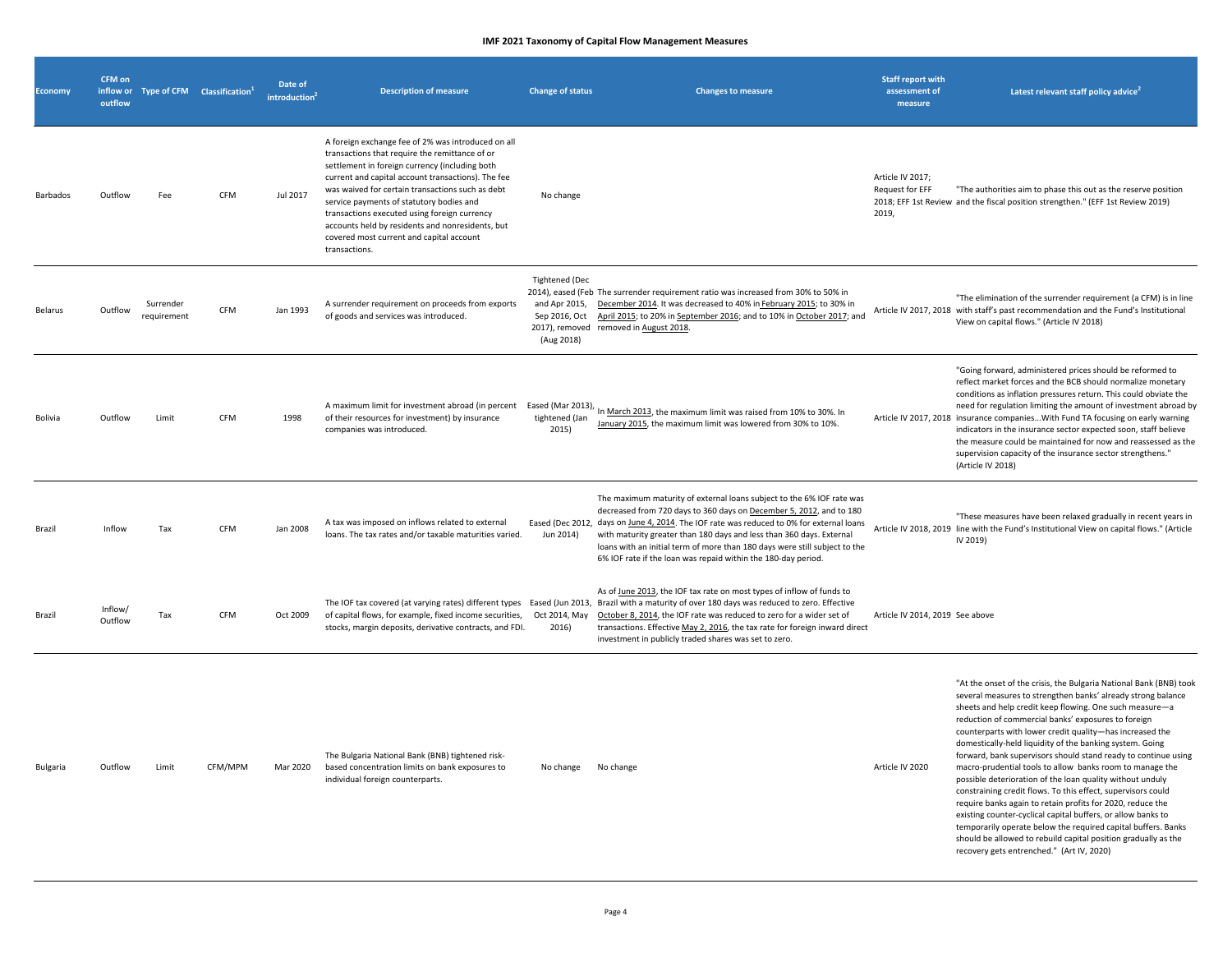# IMF 2021 Taxonomy of Capital Flow Management Measures

| Economy | CFM on inflow or outflow | Type of CFM | Classification[1] | Date of introduction[2] | Description of measure | Change of status | Changes to measure | Staff report with assessment of measure | Latest relevant staff policy advice[2] |
|---|---|---|---|---|---|---|---|---|---|
| Barbados | Outflow | Fee | CFM | Jul 2017 | A foreign exchange fee of 2% was introduced on all transactions that require the remittance of or settlement in foreign currency (including both current and capital account transactions). The fee was waived for certain transactions such as debt service payments of statutory bodies and transactions executed using foreign currency accounts held by residents and nonresidents, but covered most current and capital account transactions. | No change | | Article IV 2017; Request for EFF 2018; EFF 1st Review 2019, | "The authorities aim to phase this out as the reserve position and the fiscal position strengthen." (EFF 1st Review 2019) |
| Belarus | Outflow | Surrender requirement | CFM | Jan 1993 | A surrender requirement on proceeds from exports of goods and services was introduced. | Tightened (Dec 2014), eased (Feb and Apr 2015, Sep 2016, Oct 2017), removed (Aug 2018) | The surrender requirement ratio was increased from 30% to 50% in December 2014. It was decreased to 40% in February 2015; to 30% in April 2015; to 20% in September 2016; and to 10% in October 2017; and removed in August 2018. | Article IV 2017, 2018 | "The elimination of the surrender requirement (a CFM) is in line with staff's past recommendation and the Fund's Institutional View on capital flows." (Article IV 2018) |
| Bolivia | Outflow | Limit | CFM | 1998 | A maximum limit for investment abroad (in percent of their resources for investment) by insurance companies was introduced. | Eased (Mar 2013), tightened (Jan 2015) | In March 2013, the maximum limit was raised from 10% to 30%. In January 2015, the maximum limit was lowered from 30% to 10%. | Article IV 2017, 2018 | "Going forward, administered prices should be reformed to reflect market forces and the BCB should normalize monetary conditions as inflation pressures return. This could obviate the need for regulation limiting the amount of investment abroad by insurance companies...With Fund TA focusing on early warning indicators in the insurance sector expected soon, staff believe the measure could be maintained for now and reassessed as the supervision capacity of the insurance sector strengthens." (Article IV 2018) |
| Brazil | Inflow | Tax | CFM | Jan 2008 | A tax was imposed on inflows related to external loans. The tax rates and/or taxable maturities varied. | Eased (Dec 2012, Jun 2014) | The maximum maturity of external loans subject to the 6% IOF rate was decreased from 720 days to 360 days on December 5, 2012, and to 180 days on June 4, 2014. The IOF rate was reduced to 0% for external loans with maturity greater than 180 days and less than 360 days. External loans with an initial term of more than 180 days were still subject to the 6% IOF rate if the loan was repaid within the 180-day period. | Article IV 2018, 2019 | "These measures have been relaxed gradually in recent years in line with the Fund's Institutional View on capital flows." (Article IV 2019) |
| Brazil | Inflow/ Outflow | Tax | CFM | Oct 2009 | The IOF tax covered (at varying rates) different types of capital flows, for example, fixed income securities, stocks, margin deposits, derivative contracts, and FDI. | Eased (Jun 2013, Oct 2014, May 2016) | As of June 2013, the IOF tax rate on most types of inflow of funds to Brazil with a maturity of over 180 days was reduced to zero. Effective October 8, 2014, the IOF rate was reduced to zero for a wider set of transactions. Effective May 2, 2016, the tax rate for foreign inward direct investment in publicly traded shares was set to zero. | Article IV 2014, 2019 | See above |
| Bulgaria | Outflow | Limit | CFM/MPM | Mar 2020 | The Bulgaria National Bank (BNB) tightened risk-based concentration limits on bank exposures to individual foreign counterparts. | No change | No change | Article IV 2020 | "At the onset of the crisis, the Bulgaria National Bank (BNB) took several measures to strengthen banks' already strong balance sheets and help credit keep flowing. One such measure—a reduction of commercial banks' exposures to foreign counterparts with lower credit quality—has increased the domestically-held liquidity of the banking system. Going forward, bank supervisors should stand ready to continue using macro-prudential tools to allow banks room to manage the possible deterioration of the loan quality without unduly constraining credit flows. To this effect, supervisors could require banks again to retain profits for 2020, reduce the existing counter-cyclical capital buffers, or allow banks to temporarily operate below the required capital buffers. Banks should be allowed to rebuild capital position gradually as the recovery gets entrenched." (Art IV, 2020) |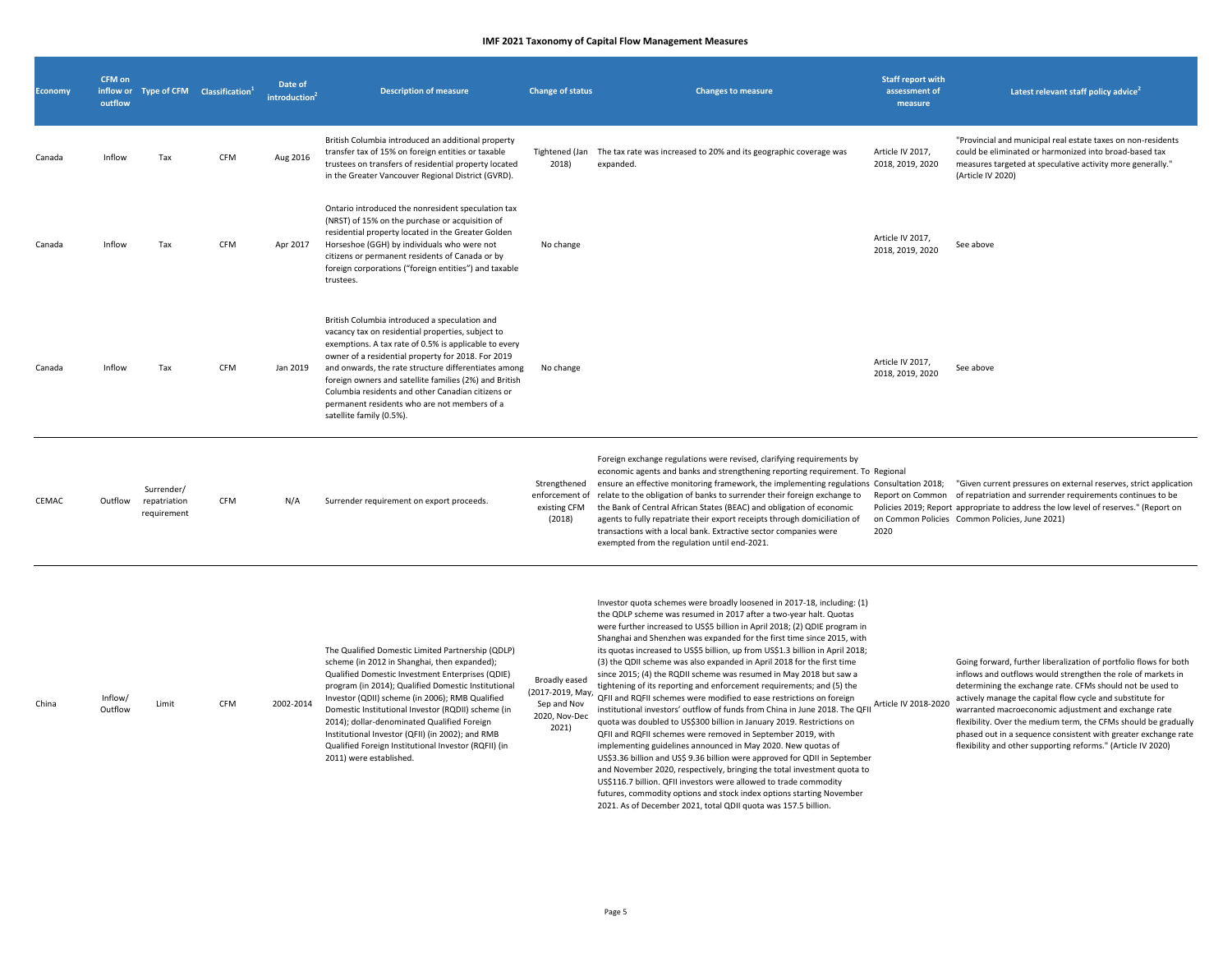# IMF 2021 Taxonomy of Capital Flow Management Measures

| Economy | CFM on inflow or outflow | Type of CFM | Classification[1] | Date of introduction[2] | Description of measure | Change of status | Changes to measure | Staff report with assessment of measure | Latest relevant staff policy advice[2] |
|---|---|---|---|---|---|---|---|---|---|
| Canada | Inflow | Tax | CFM | Aug 2016 | British Columbia introduced an additional property transfer tax of 15% on foreign entities or taxable trustees on transfers of residential property located in the Greater Vancouver Regional District (GVRD). | Tightened (Jan 2018) | The tax rate was increased to 20% and its geographic coverage was expanded. | Article IV 2017, 2018, 2019, 2020 | "Provincial and municipal real estate taxes on non-residents could be eliminated or harmonized into broad-based tax measures targeted at speculative activity more generally." (Article IV 2020) |
| Canada | Inflow | Tax | CFM | Apr 2017 | Ontario introduced the nonresident speculation tax (NRST) of 15% on the purchase or acquisition of residential property located in the Greater Golden Horseshoe (GGH) by individuals who were not citizens or permanent residents of Canada or by foreign corporations ("foreign entities") and taxable trustees. | No change | | Article IV 2017, 2018, 2019, 2020 | See above |
| Canada | Inflow | Tax | CFM | Jan 2019 | British Columbia introduced a speculation and vacancy tax on residential properties, subject to exemptions. A tax rate of 0.5% is applicable to every owner of a residential property for 2018. For 2019 and onwards, the rate structure differentiates among foreign owners and satellite families (2%) and British Columbia residents and other Canadian citizens or permanent residents who are not members of a satellite family (0.5%). | No change | | Article IV 2017, 2018, 2019, 2020 | See above |
| CEMAC | Outflow | Surrender/ repatriation requirement | CFM | N/A | Surrender requirement on export proceeds. | Strengthened enforcement of existing CFM (2018) | Foreign exchange regulations were revised, clarifying requirements by economic agents and banks and strengthening reporting requirement. To ensure an effective monitoring framework, the implementing regulations relate to the obligation of banks to surrender their foreign exchange to the Bank of Central African States (BEAC) and obligation of economic agents to fully repatriate their export receipts through domiciliation of transactions with a local bank. Extractive sector companies were exempted from the regulation until end-2021. | Regional Consultation 2018; Report on Common Policies 2019; Report on Common Policies 2020 | "Given current pressures on external reserves, strict application of repatriation and surrender requirements continues to be appropriate to address the low level of reserves." (Report on Common Policies, June 2021) |
| China | Inflow/ Outflow | Limit | CFM | 2002-2014 | The Qualified Domestic Limited Partnership (QDLP) scheme (in 2012 in Shanghai, then expanded); Qualified Domestic Investment Enterprises (QDIE) program (in 2014); Qualified Domestic Institutional Investor (QDII) scheme (in 2006); RMB Qualified Domestic Institutional Investor (RQDII) scheme (in 2014); dollar-denominated Qualified Foreign Institutional Investor (QFII) (in 2002); and RMB Qualified Foreign Institutional Investor (RQFII) (in 2011) were established. | Broadly eased (2017-2019, May, Sep and Nov 2020, Nov-Dec 2021) | Investor quota schemes were broadly loosened in 2017-18, including: (1) the QDLP scheme was resumed in 2017 after a two-year halt. Quotas were further increased to US$5 billion in April 2018; (2) QDIE program in Shanghai and Shenzhen was expanded for the first time since 2015, with its quotas increased to US$5 billion, up from US$1.3 billion in April 2018; (3) the QDII scheme was also expanded in April 2018 for the first time since 2015; (4) the RQDII scheme was resumed in May 2018 but saw a tightening of its reporting and enforcement requirements; and (5) the QFII and RQFII schemes were modified to ease restrictions on foreign institutional investors' outflow of funds from China in June 2018. The QFII quota was doubled to US$300 billion in January 2019. Restrictions on QFII and RQFII schemes were removed in September 2019, with implementing guidelines announced in May 2020. New quotas of US$3.36 billion and US$ 9.36 billion were approved for QDII in September and November 2020, respectively, bringing the total investment quota to US$116.7 billion. QFII investors were allowed to trade commodity futures, commodity options and stock index options starting November 2021. As of December 2021, total QDII quota was 157.5 billion. | Article IV 2018-2020 | Going forward, further liberalization of portfolio flows for both inflows and outflows would strengthen the role of markets in determining the exchange rate. CFMs should not be used to actively manage the capital flow cycle and substitute for warranted macroeconomic adjustment and exchange rate flexibility. Over the medium term, the CFMs should be gradually phased out in a sequence consistent with greater exchange rate flexibility and other supporting reforms." (Article IV 2020) |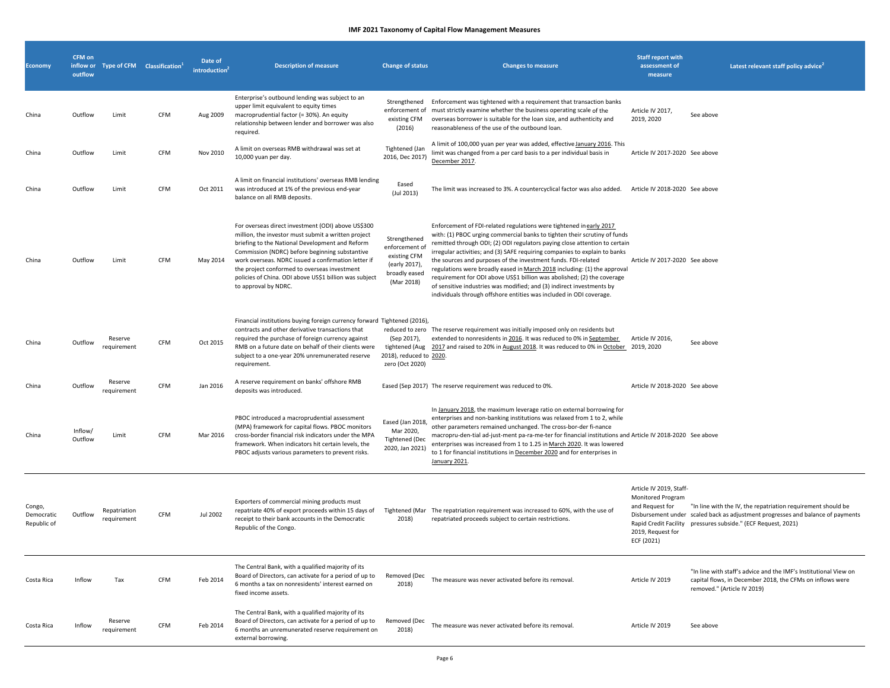# IMF 2021 Taxonomy of Capital Flow Management Measures

| Economy | CFM on inflow or outflow | Type of CFM | Classification[1] | Date of introduction[2] | Description of measure | Change of status | Changes to measure | Staff report with assessment of measure | Latest relevant staff policy advice[2] |
|---|---|---|---|---|---|---|---|---|---|
| China | Outflow | Limit | CFM | Aug 2009 | Enterprise's outbound lending was subject to an upper limit equivalent to equity times macroprudential factor (= 30%). An equity relationship between lender and borrower was also required. | Strengthened enforcement of existing CFM (2016) | Enforcement was tightened with a requirement that transaction banks must strictly examine whether the business operating scale of the overseas borrower is suitable for the loan size, and authenticity and reasonableness of the use of the outbound loan. | Article IV 2017, 2019, 2020 | See above |
| China | Outflow | Limit | CFM | Nov 2010 | A limit on overseas RMB withdrawal was set at 10,000 yuan per day. | Tightened (Jan 2016, Dec 2017) | A limit of 100,000 yuan per year was added, effective January 2016. This limit was changed from a per card basis to a per individual basis in December 2017. | Article IV 2017-2020 | See above |
| China | Outflow | Limit | CFM | Oct 2011 | A limit on financial institutions' overseas RMB lending was introduced at 1% of the previous end-year balance on all RMB deposits. | Eased (Jul 2013) | The limit was increased to 3%. A countercyclical factor was also added. | Article IV 2018-2020 | See above |
| China | Outflow | Limit | CFM | May 2014 | For overseas direct investment (ODI) above US$300 million, the investor must submit a written project briefing to the National Development and Reform Commission (NDRC) before beginning substantive work overseas. NDRC issued a confirmation letter if the project conformed to overseas investment policies of China. ODI above US$1 billion was subject to approval by NDRC. | Strengthened enforcement of existing CFM (early 2017), broadly eased (Mar 2018) | Enforcement of FDI-related regulations were tightened in early 2017 with: (1) PBOC urging commercial banks to tighten their scrutiny of funds remitted through ODI; (2) ODI regulators paying close attention to certain irregular activities; and (3) SAFE requiring companies to explain to banks the sources and purposes of the investment funds. FDI-related regulations were broadly eased in March 2018 including: (1) the approval requirement for ODI above US$1 billion was abolished; (2) the coverage of sensitive industries was modified; and (3) indirect investments by individuals through offshore entities was included in ODI coverage. | Article IV 2017-2020 | See above |
| China | Outflow | Reserve requirement | CFM | Oct 2015 | Financial institutions buying foreign currency forward contracts and other derivative transactions that required the purchase of foreign currency against RMB on a future date on behalf of their clients were subject to a one-year 20% unremunerated reserve requirement. | Tightened (2016), reduced to zero (Sep 2017), tightened (Aug 2018), reduced to zero (Oct 2020) | The reserve requirement was initially imposed only on residents but extended to nonresidents in 2016. It was reduced to 0% in September 2017 and raised to 20% in August 2018. It was reduced to 0% in October 2020. | Article IV 2016, 2019, 2020 | See above |
| China | Outflow | Reserve requirement | CFM | Jan 2016 | A reserve requirement on banks' offshore RMB deposits was introduced. | Eased (Sep 2017) | The reserve requirement was reduced to 0%. | Article IV 2018-2020 | See above |
| China | Inflow/ Outflow | Limit | CFM | Mar 2016 | PBOC introduced a macroprudential assessment (MPA) framework for capital flows. PBOC monitors cross-border financial risk indicators under the MPA framework. When indicators hit certain levels, the PBOC adjusts various parameters to prevent risks. | Eased (Jan 2018, Mar 2020, Tightened (Dec 2020, Jan 2021) | In January 2018, the maximum leverage ratio on external borrowing for enterprises and non-banking institutions was relaxed from 1 to 2, while other parameters remained unchanged. The cross-bor-der fi-nance macropru-den-tial ad-just-ment pa-ra-me-ter for financial institutions and enterprises was increased from 1 to 1.25 in March 2020. It was lowered to 1 for financial institutions in December 2020 and for enterprises in January 2021. | Article IV 2018-2020 | See above |
| Congo, Democratic Republic of | Outflow | Repatriation requirement | CFM | Jul 2002 | Exporters of commercial mining products must repatriate 40% of export proceeds within 15 days of receipt to their bank accounts in the Democratic Republic of the Congo. | Tightened (Mar 2018) | The repatriation requirement was increased to 60%, with the use of repatriated proceeds subject to certain restrictions. | Article IV 2019, Staff-Monitored Program and Request for Disbursement under Rapid Credit Facility 2019, Request for ECF (2021) | "In line with the IV, the repatriation requirement should be scaled back as adjustment progresses and balance of payments pressures subside." (ECF Request, 2021) |
| Costa Rica | Inflow | Tax | CFM | Feb 2014 | The Central Bank, with a qualified majority of its Board of Directors, can activate for a period of up to 6 months a tax on nonresidents' interest earned on fixed income assets. | Removed (Dec 2018) | The measure was never activated before its removal. | Article IV 2019 | "In line with staff's advice and the IMF's Institutional View on capital flows, in December 2018, the CFMs on inflows were removed." (Article IV 2019) |
| Costa Rica | Inflow | Reserve requirement | CFM | Feb 2014 | The Central Bank, with a qualified majority of its Board of Directors, can activate for a period of up to 6 months an unremunerated reserve requirement on external borrowing. | Removed (Dec 2018) | The measure was never activated before its removal. | Article IV 2019 | See above |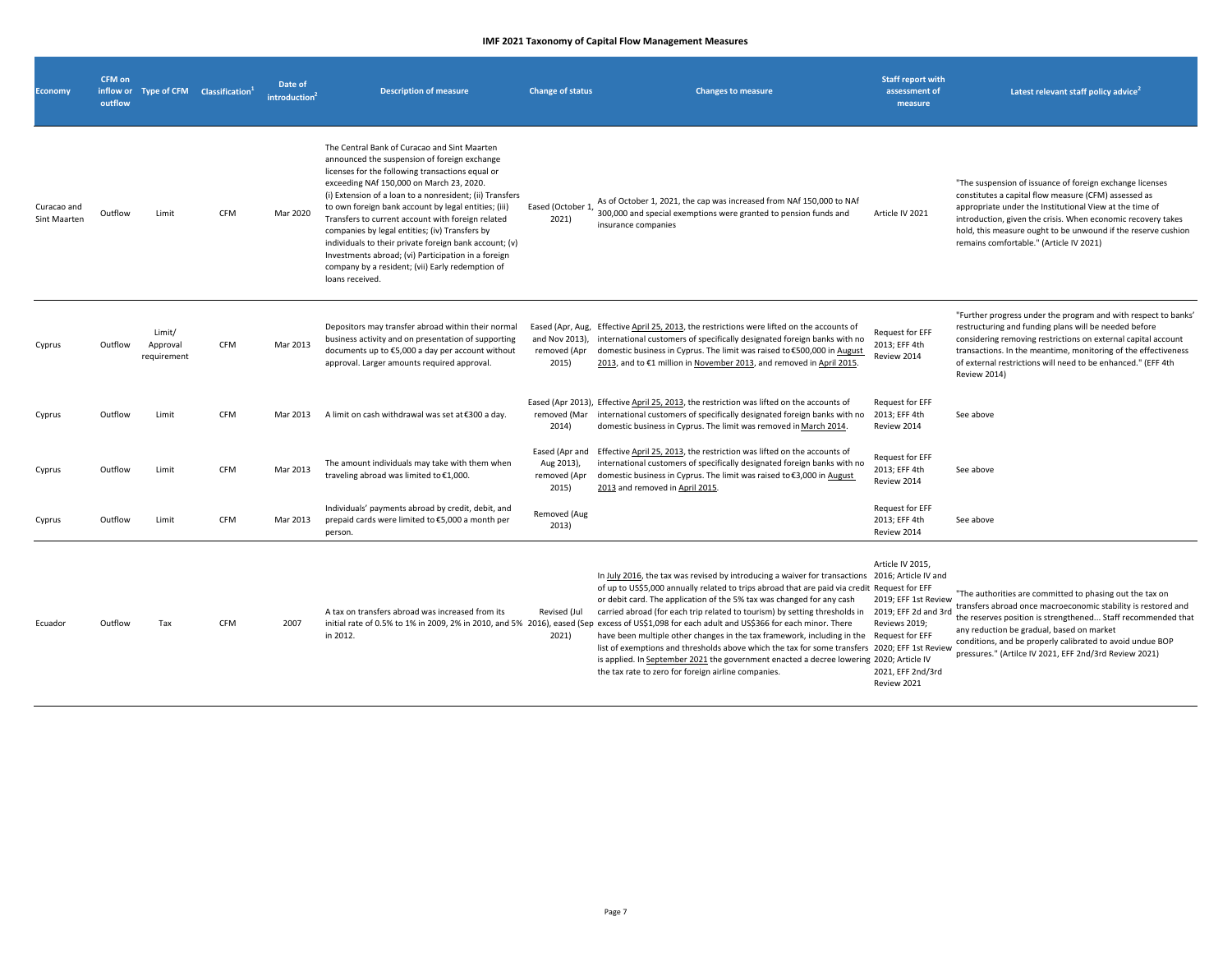## IMF 2021 Taxonomy of Capital Flow Management Measures

| Economy | CFM on inflow or outflow | Type of CFM | Classification[1] | Date of introduction[2] | Description of measure | Change of status | Changes to measure | Staff report with assessment of measure | Latest relevant staff policy advice[2] |
|---|---|---|---|---|---|---|---|---|---|
| Curacao and Sint Maarten | Outflow | Limit | CFM | Mar 2020 | The Central Bank of Curacao and Sint Maarten announced the suspension of foreign exchange licenses for the following transactions equal or exceeding NAf 150,000 on March 23, 2020. (i) Extension of a loan to a nonresident; (ii) Transfers to own foreign bank account by legal entities; (iii) Transfers to current account with foreign related companies by legal entities; (iv) Transfers by individuals to their private foreign bank account; (v) Investments abroad; (vi) Participation in a foreign company by a resident; (vii) Early redemption of loans received. | Eased (October 1, 2021) | As of October 1, 2021, the cap was increased from NAf 150,000 to NAf 300,000 and special exemptions were granted to pension funds and insurance companies | Article IV 2021 | "The suspension of issuance of foreign exchange licenses constitutes a capital flow measure (CFM) assessed as appropriate under the Institutional View at the time of introduction, given the crisis. When economic recovery takes hold, this measure ought to be unwound if the reserve cushion remains comfortable." (Article IV 2021) |
| Cyprus | Outflow | Limit/ Approval requirement | CFM | Mar 2013 | Depositors may transfer abroad within their normal business activity and on presentation of supporting documents up to €5,000 a day per account without approval. Larger amounts required approval. | Eased (Apr, Aug, and Nov 2013), removed (Apr 2015) | Effective April 25, 2013, the restrictions were lifted on the accounts of international customers of specifically designated foreign banks with no domestic business in Cyprus. The limit was raised to €500,000 in August 2013, and to €1 million in November 2013, and removed in April 2015. | Request for EFF 2013; EFF 4th Review 2014 | "Further progress under the program and with respect to banks' restructuring and funding plans will be needed before considering removing restrictions on external capital account transactions. In the meantime, monitoring of the effectiveness of external restrictions will need to be enhanced." (EFF 4th Review 2014) |
| Cyprus | Outflow | Limit | CFM | Mar 2013 | A limit on cash withdrawal was set at €300 a day. | Eased (Apr 2013), removed (Mar 2014) | Effective April 25, 2013, the restriction was lifted on the accounts of international customers of specifically designated foreign banks with no domestic business in Cyprus. The limit was removed in March 2014. | Request for EFF 2013; EFF 4th Review 2014 | See above |
| Cyprus | Outflow | Limit | CFM | Mar 2013 | The amount individuals may take with them when traveling abroad was limited to €1,000. | Eased (Apr and Aug 2013), removed (Apr 2015) | Effective April 25, 2013, the restriction was lifted on the accounts of international customers of specifically designated foreign banks with no domestic business in Cyprus. The limit was raised to €3,000 in August 2013 and removed in April 2015. | Request for EFF 2013; EFF 4th Review 2014 | See above |
| Cyprus | Outflow | Limit | CFM | Mar 2013 | Individuals' payments abroad by credit, debit, and prepaid cards were limited to €5,000 a month per person. | Removed (Aug 2013) | | Request for EFF 2013; EFF 4th Review 2014 | See above |
| Ecuador | Outflow | Tax | CFM | 2007 | A tax on transfers abroad was increased from its initial rate of 0.5% to 1% in 2009, 2% in 2010, and 5% in 2012. | Revised (Jul 2016), eased (Sep 2021) | In July 2016, the tax was revised by introducing a waiver for transactions of up to US$5,000 annually related to trips abroad that are paid via credit or debit card. The application of the 5% tax was changed for any cash carried abroad (for each trip related to tourism) by setting thresholds in excess of US$1,098 for each adult and US$366 for each minor. There have been multiple other changes in the tax framework, including in the list of exemptions and thresholds above which the tax for some transfers is applied. In September 2021 the government enacted a decree lowering the tax rate to zero for foreign airline companies. | Article IV 2015, 2016; Article IV and Request for EFF 2019; EFF 1st Review 2019; EFF 2d and 3rd Reviews 2019; Request for EFF 2020; EFF 1st Review 2020; Article IV 2021, EFF 2nd/3rd Review 2021 | "The authorities are committed to phasing out the tax on transfers abroad once macroeconomic stability is restored and the reserves position is strengthened... Staff recommended that any reduction be gradual, based on market conditions, and be properly calibrated to avoid undue BOP pressures." (Artilce IV 2021, EFF 2nd/3rd Review 2021) |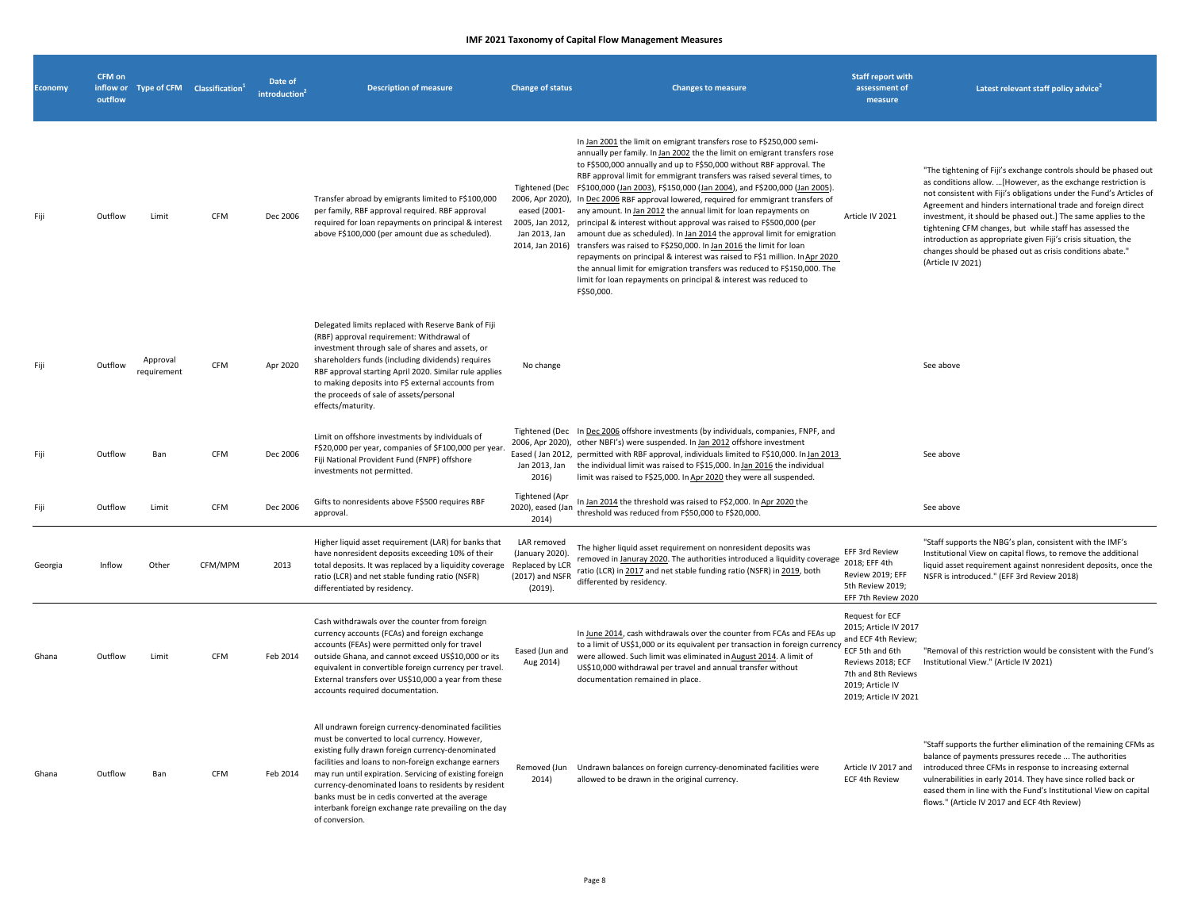# IMF 2021 Taxonomy of Capital Flow Management Measures

| Economy | CFM on inflow or outflow | Type of CFM | Classification[1] | Date of introduction[2] | Description of measure | Change of status | Changes to measure | Staff report with assessment of measure | Latest relevant staff policy advice[2] |
|---|---|---|---|---|---|---|---|---|---|
| Fiji | Outflow | Limit | CFM | Dec 2006 | Transfer abroad by emigrants limited to F$100,000 per family, RBF approval required. RBF approval required for loan repayments on principal & interest above F$100,000 (per amount due as scheduled). | Tightened (Dec 2006, Apr 2020), eased (2001-2005, Jan 2012, Jan 2013, Jan 2014, Jan 2016) | In Jan 2001 the limit on emigrant transfers rose to F$250,000 semi-annually per family. In Jan 2002 the the limit on emigrant transfers rose to F$500,000 annually and up to F$50,000 without RBF approval. The RBF approval limit for emmigrant transfers was raised several times, to F$100,000 (Jan 2003), F$150,000 (Jan 2004), and F$200,000 (Jan 2005). In Dec 2006 RBF approval lowered, required for emmigrant transfers of any amount. In Jan 2012 the annual limit for loan repayments on principal & interest without approval was raised to F$500,000 (per amount due as scheduled). In Jan 2014 the approval limit for emigration transfers was raised to F$250,000. In Jan 2016 the limit for loan repayments on principal & interest was raised to F$1 million. In Apr 2020 the annual limit for emigration transfers was reduced to F$150,000. The limit for loan repayments on principal & interest was reduced to F$50,000. | Article IV 2021 | "The tightening of Fiji's exchange controls should be phased out as conditions allow. ...[However, as the exchange restriction is not consistent with Fiji's obligations under the Fund's Articles of Agreement and hinders international trade and foreign direct investment, it should be phased out.] The same applies to the tightening CFM changes, but while staff has assessed the introduction as appropriate given Fiji's crisis situation, the changes should be phased out as crisis conditions abate." (Article IV 2021) |
| Fiji | Outflow | Approval requirement | CFM | Apr 2020 | Delegated limits replaced with Reserve Bank of Fiji (RBF) approval requirement: Withdrawal of investment through sale of shares and assets, or shareholders funds (including dividends) requires RBF approval starting April 2020. Similar rule applies to making deposits into F$ external accounts from the proceeds of sale of assets/personal effects/maturity. | No change | | | See above |
| Fiji | Outflow | Ban | CFM | Dec 2006 | Limit on offshore investments by individuals of F$20,000 per year, companies of F$100,000 per year. Fiji National Provident Fund (FNPF) offshore investments not permitted. | Tightened (Dec 2006, Apr 2020), Eased ( Jan 2012, Jan 2013, Jan 2016) | In Dec 2006 offshore investments (by individuals, companies, FNPF, and other NBFI's) were suspended. In Jan 2012 offshore investment permitted with RBF approval, individuals limited to F$10,000. In Jan 2013 the individual limit was raised to F$15,000. In Jan 2016 the individual limit was raised to F$25,000. In Apr 2020 they were all suspended. | | See above |
| Fiji | Outflow | Limit | CFM | Dec 2006 | Gifts to nonresidents above F$500 requires RBF approval. | Tightened (Apr 2020), eased (Jan 2014) | In Jan 2014 the threshold was raised to F$2,000. In Apr 2020 the threshold was reduced from F$50,000 to F$20,000. | | See above |
| Georgia | Inflow | Other | CFM/MPM | 2013 | Higher liquid asset requirement (LAR) for banks that have nonresident deposits exceeding 10% of their total deposits. It was replaced by a liquidity coverage ratio (LCR) and net stable funding ratio (NSFR) differentiated by residency. | LAR removed (January 2020). Replaced by LCR (2017) and NSFR (2019). | The higher liquid asset requirement on nonresident deposits was removed in Januray 2020. The authorities introduced a liquidity coverage ratio (LCR) in 2017 and net stable funding ratio (NSFR) in 2019, both differented by residency. | EFF 3rd Review 2018; EFF 4th Review 2019; EFF 5th Review 2019; EFF 7th Review 2020 | "Staff supports the NBG's plan, consistent with the IMF's Institutional View on capital flows, to remove the additional liquid asset requirement against nonresident deposits, once the NSFR is introduced." (EFF 3rd Review 2018) |
| Ghana | Outflow | Limit | CFM | Feb 2014 | Cash withdrawals over the counter from foreign currency accounts (FCAs) and foreign exchange accounts (FEAs) were permitted only for travel outside Ghana, and cannot exceed US$10,000 or its equivalent in convertible foreign currency per travel. External transfers over US$10,000 a year from these accounts required documentation. | Eased (Jun and Aug 2014) | In June 2014, cash withdrawals over the counter from FCAs and FEAs up to a limit of US$1,000 or its equivalent per transaction in foreign currency were allowed. Such limit was eliminated in August 2014. A limit of US$10,000 withdrawal per travel and annual transfer without documentation remained in place. | Request for ECF 2015; Article IV 2017 and ECF 4th Review; ECF 5th and 6th Reviews 2018; ECF 7th and 8th Reviews 2019; Article IV 2019; Article IV 2021 | "Removal of this restriction would be consistent with the Fund's Institutional View." (Article IV 2021) |
| Ghana | Outflow | Ban | CFM | Feb 2014 | All undrawn foreign currency-denominated facilities must be converted to local currency. However, existing fully drawn foreign currency-denominated facilities and loans to non-foreign exchange earners may run until expiration. Servicing of existing foreign currency-denominated loans to residents by resident banks must be in cedis converted at the average interbank foreign exchange rate prevailing on the day of conversion. | Removed (Jun 2014) | Undrawn balances on foreign currency-denominated facilities were allowed to be drawn in the original currency. | Article IV 2017 and ECF 4th Review | "Staff supports the further elimination of the remaining CFMs as balance of payments pressures recede ... The authorities introduced three CFMs in response to increasing external vulnerabilities in early 2014. They have since rolled back or eased them in line with the Fund's Institutional View on capital flows." (Article IV 2017 and ECF 4th Review) |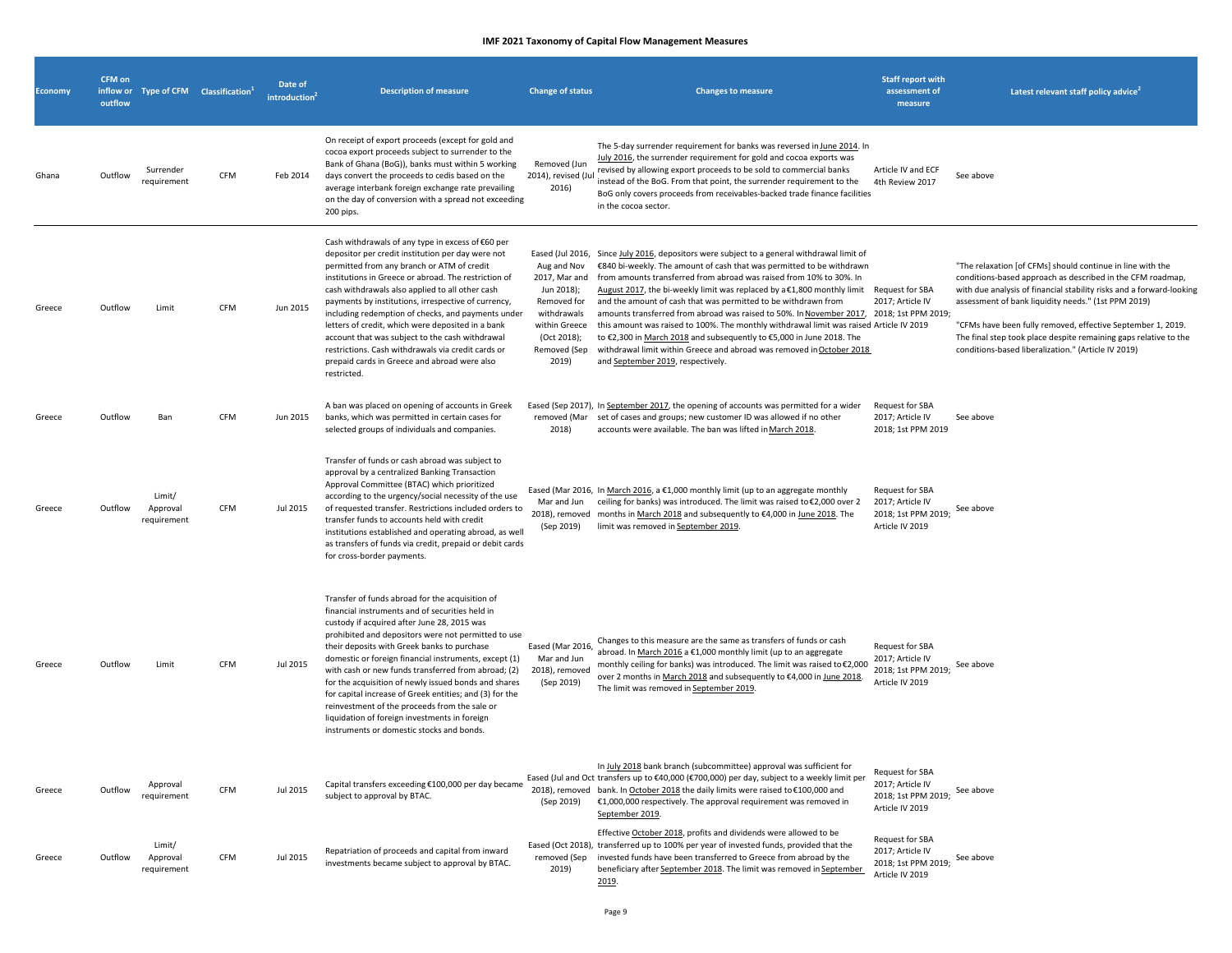# IMF 2021 Taxonomy of Capital Flow Management Measures

| Economy | CFM on inflow or outflow | Type of CFM | Classification[1] | Date of introduction[2] | Description of measure | Change of status | Changes to measure | Staff report with assessment of measure | Latest relevant staff policy advice[2] |
|---|---|---|---|---|---|---|---|---|---|
| Ghana | Outflow | Surrender requirement | CFM | Feb 2014 | On receipt of export proceeds (except for gold and cocoa export proceeds subject to surrender to the Bank of Ghana (BoG)), banks must within 5 working days convert the proceeds to cedis based on the average interbank foreign exchange rate prevailing on the day of conversion with a spread not exceeding 200 pips. | Removed (Jun 2014), revised (Jul 2016) | The 5-day surrender requirement for banks was reversed in June 2014. In July 2016, the surrender requirement for gold and cocoa exports was revised by allowing export proceeds to be sold to commercial banks instead of the BoG. From that point, the surrender requirement to the BoG only covers proceeds from receivables-backed trade finance facilities in the cocoa sector. | Article IV and ECF 4th Review 2017 | See above |
| Greece | Outflow | Limit | CFM | Jun 2015 | Cash withdrawals of any type in excess of €60 per depositor per credit institution per day were not permitted from any branch or ATM of credit institutions in Greece or abroad. The restriction of cash withdrawals also applied to all other cash payments by institutions, irrespective of currency, including redemption of checks, and payments under letters of credit, which were deposited in a bank account that was subject to the cash withdrawal restrictions. Cash withdrawals via credit cards or prepaid cards in Greece and abroad were also restricted. | Eased (Jul 2016, Aug and Nov 2017, Mar and Jun 2018); Removed for withdrawals within Greece (Oct 2018); Removed (Sep 2019) | Since July 2016, depositors were subject to a general withdrawal limit of €840 bi-weekly. The amount of cash that was permitted to be withdrawn from amounts transferred from abroad was raised from 10% to 30%. In August 2017, the bi-weekly limit was replaced by a €1,800 monthly limit and the amount of cash that was permitted to be withdrawn from amounts transferred from abroad was raised to 50%. In November 2017, this amount was raised to 100%. The monthly withdrawal limit was raised to €2,300 in March 2018 and subsequently to €5,000 in June 2018. The withdrawal limit within Greece and abroad was removed in October 2018 and September 2019, respectively. | Request for SBA 2017; Article IV 2018; 1st PPM 2019; Article IV 2019 | "The relaxation [of CFMs] should continue in line with the conditions-based approach as described in the CFM roadmap, with due analysis of financial stability risks and a forward-looking assessment of bank liquidity needs." (1st PPM 2019)<br><br>"CFMs have been fully removed, effective September 1, 2019. The final step took place despite remaining gaps relative to the conditions-based liberalization." (Article IV 2019) |
| Greece | Outflow | Ban | CFM | Jun 2015 | A ban was placed on opening of accounts in Greek banks, which was permitted in certain cases for selected groups of individuals and companies. | Eased (Sep 2017), removed (Mar 2018) | In September 2017, the opening of accounts was permitted for a wider set of cases and groups; new customer ID was allowed if no other accounts were available. The ban was lifted in March 2018. | Request for SBA 2017; Article IV 2018; 1st PPM 2019 | See above |
| Greece | Outflow | Limit/ Approval requirement | CFM | Jul 2015 | Transfer of funds or cash abroad was subject to approval by a centralized Banking Transaction Approval Committee (BTAC) which prioritized according to the urgency/social necessity of the use of requested transfer. Restrictions included orders to transfer funds to accounts held with credit institutions established and operating abroad, as well as transfers of funds via credit, prepaid or debit cards for cross-border payments. | Eased (Mar 2016, Mar and Jun 2018), removed (Sep 2019) | In March 2016, a €1,000 monthly limit (up to an aggregate monthly ceiling for banks) was introduced. The limit was raised to €2,000 over 2 months in March 2018 and subsequently to €4,000 in June 2018. The limit was removed in September 2019. | Request for SBA 2017; Article IV 2018; 1st PPM 2019; Article IV 2019 | See above |
| Greece | Outflow | Limit | CFM | Jul 2015 | Transfer of funds abroad for the acquisition of financial instruments and of securities held in custody if acquired after June 28, 2015 was prohibited and depositors were not permitted to use their deposits with Greek banks to purchase domestic or foreign financial instruments, except (1) with cash or new funds transferred from abroad; (2) for the acquisition of newly issued bonds and shares for capital increase of Greek entities; and (3) for the reinvestment of the proceeds from the sale or liquidation of foreign investments in foreign instruments or domestic stocks and bonds. | Eased (Mar 2016, Mar and Jun 2018), removed (Sep 2019) | Changes to this measure are the same as transfers of funds or cash abroad. In March 2016 a €1,000 monthly limit (up to an aggregate monthly ceiling for banks) was introduced. The limit was raised to €2,000 over 2 months in March 2018 and subsequently to €4,000 in June 2018. The limit was removed in September 2019. | Request for SBA 2017; Article IV 2018; 1st PPM 2019; Article IV 2019 | See above |
| Greece | Outflow | Approval requirement | CFM | Jul 2015 | Capital transfers exceeding €100,000 per day became subject to approval by BTAC. | Eased (Jul and Oct 2018), removed (Sep 2019) | In July 2018 bank branch (subcommittee) approval was sufficient for transfers up to €40,000 (€700,000) per day, subject to a weekly limit per bank. In October 2018 the daily limits were raised to €100,000 and €1,000,000 respectively. The approval requirement was removed in September 2019. | Request for SBA 2017; Article IV 2018; 1st PPM 2019; Article IV 2019 | See above |
| Greece | Outflow | Limit/ Approval requirement | CFM | Jul 2015 | Repatriation of proceeds and capital from inward investments became subject to approval by BTAC. | Eased (Oct 2018), removed (Sep 2019) | Effective October 2018, profits and dividends were allowed to be transferred up to 100% per year of invested funds, provided that the invested funds have been transferred to Greece from abroad by the beneficiary after September 2018. The limit was removed in September 2019. | Request for SBA 2017; Article IV 2018; 1st PPM 2019; Article IV 2019 | See above |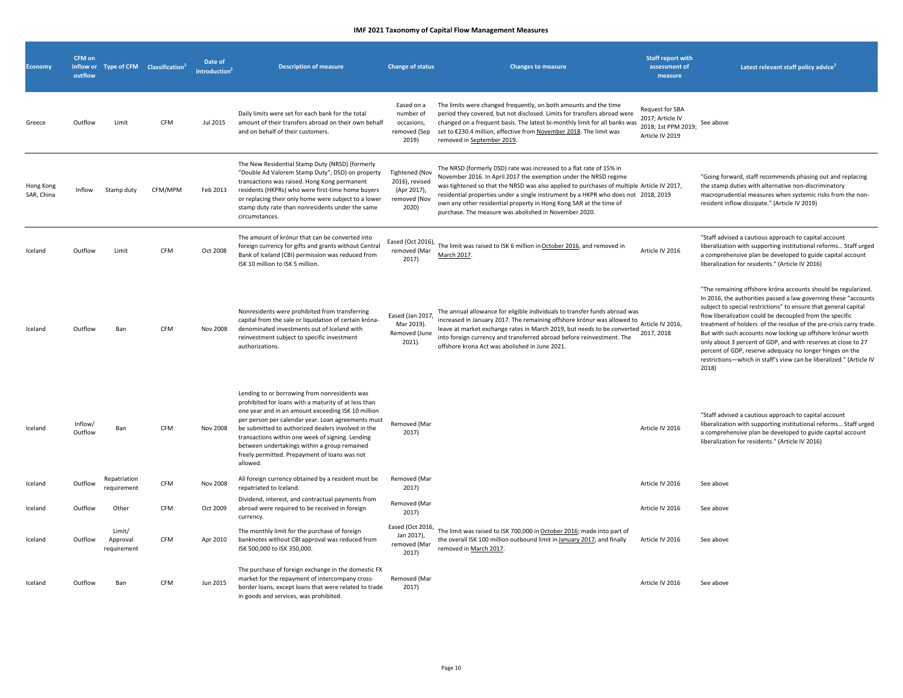**IMF 2021 Taxonomy of Capital Flow Management Measures**

| Economy | CFM on inflow or outflow | Type of CFM | Classification[1] | Date of introduction[2] | Description of measure | Change of status | Changes to measure | Staff report with assessment of measure | Latest relevant staff policy advice[2] |
|---|---|---|---|---|---|---|---|---|---|
| Greece | Outflow | Limit | CFM | Jul 2015 | Daily limits were set for each bank for the total amount of their transfers abroad on their own behalf and on behalf of their customers. | Eased on a number of occasions, removed (Sep 2019) | The limits were changed frequently, on both amounts and the time period they covered, but not disclosed. Limits for transfers abroad were changed on a frequent basis. The latest bi-monthly limit for all banks was set to €230.4 million, effective from November 2018. The limit was removed in September 2019. | Request for SBA 2017; Article IV 2018; 1st PPM 2019; Article IV 2019 | See above |
| Hong Kong SAR, China | Inflow | Stamp duty | CFM/MPM | Feb 2013 | The New Residential Stamp Duty (NRSD) (formerly "Double Ad Valorem Stamp Duty", DSD) on property transactions was raised. Hong Kong permanent residents (HKPRs) who were first-time home buyers or replacing their only home were subject to a lower stamp duty rate than nonresidents under the same circumstances. | Tightened (Nov 2016), revised (Apr 2017), removed (Nov 2020) | The NRSD (formerly DSD) rate was increased to a flat rate of 15% in November 2016. In April 2017 the exemption under the NRSD regime was tightened so that the NRSD was also applied to purchases of multiple residential properties under a single instrument by a HKPR who does not own any other residential property in Hong Kong SAR at the time of purchase. The measure was abolished in November 2020. | Article IV 2017, 2018, 2019 | "Going forward, staff recommends phasing out and replacing the stamp duties with alternative non-discriminatory macroprudential measures when systemic risks from the non-resident inflow dissipate." (Article IV 2019) |
| Iceland | Outflow | Limit | CFM | Oct 2008 | The amount of krónur that can be converted into foreign currency for gifts and grants without Central Bank of Iceland (CBI) permission was reduced from ISK 10 million to ISK 5 million. | Eased (Oct 2016), removed (Mar 2017) | The limit was raised to ISK 6 million in October 2016, and removed in March 2017. | Article IV 2016 | "Staff advised a cautious approach to capital account liberalization with supporting institutional reforms... Staff urged a comprehensive plan be developed to guide capital account liberalization for residents." (Article IV 2016) |
| Iceland | Outflow | Ban | CFM | Nov 2008 | Nonresidents were prohibited from transferring capital from the sale or liquidation of certain króna-denominated investments out of Iceland with reinvestment subject to specific investment authorizations. | Eased (Jan 2017, Mar 2019). Removed (June 2021). | The annual allowance for eligible individuals to transfer funds abroad was increased in January 2017. The remaining offshore krónur was allowed to leave at market exchange rates in March 2019, but needs to be converted into foreign currency and transferred abroad before reinvestment. The offshore krona Act was abolished in June 2021. | Article IV 2016, 2017, 2018 | "The remaining offshore króna accounts should be regularized. In 2016, the authorities passed a law governing these "accounts subject to special restrictions" to ensure that general capital flow liberalization could be decoupled from the specific treatment of holders of the residue of the pre-crisis carry trade. But with such accounts now locking up offshore krónur worth only about 3 percent of GDP, and with reserves at close to 27 percent of GDP, reserve adequacy no longer hinges on the restrictions—which in staff's view can be liberalized." (Article IV 2018) |
| Iceland | Inflow/ Outflow | Ban | CFM | Nov 2008 | Lending to or borrowing from nonresidents was prohibited for loans with a maturity of at less than one year and in an amount exceeding ISK 10 million per person per calendar year. Loan agreements must be submitted to authorized dealers involved in the transactions within one week of signing. Lending between undertakings within a group remained freely permitted. Prepayment of loans was not allowed. | Removed (Mar 2017) | | Article IV 2016 | "Staff advised a cautious approach to capital account liberalization with supporting institutional reforms... Staff urged a comprehensive plan be developed to guide capital account liberalization for residents." (Article IV 2016) |
| Iceland | Outflow | Repatriation requirement | CFM | Nov 2008 | All foreign currency obtained by a resident must be repatriated to Iceland. | Removed (Mar 2017) | | Article IV 2016 | See above |
| Iceland | Outflow | Other | CFM | Oct 2009 | Dividend, interest, and contractual payments from abroad were required to be received in foreign currency. | Removed (Mar 2017) | | Article IV 2016 | See above |
| Iceland | Outflow | Limit/ Approval requirement | CFM | Apr 2010 | The monthly limit for the purchase of foreign banknotes without CBI approval was reduced from ISK 500,000 to ISK 350,000. | Eased (Oct 2016, Jan 2017), removed (Mar 2017) | The limit was raised to ISK 700,000 in October 2016; made into part of the overall ISK 100 million outbound limit in January 2017; and finally removed in March 2017. | Article IV 2016 | See above |
| Iceland | Outflow | Ban | CFM | Jun 2015 | The purchase of foreign exchange in the domestic FX market for the repayment of intercompany cross-border loans, except loans that were related to trade in goods and services, was prohibited. | Removed (Mar 2017) | | Article IV 2016 | See above |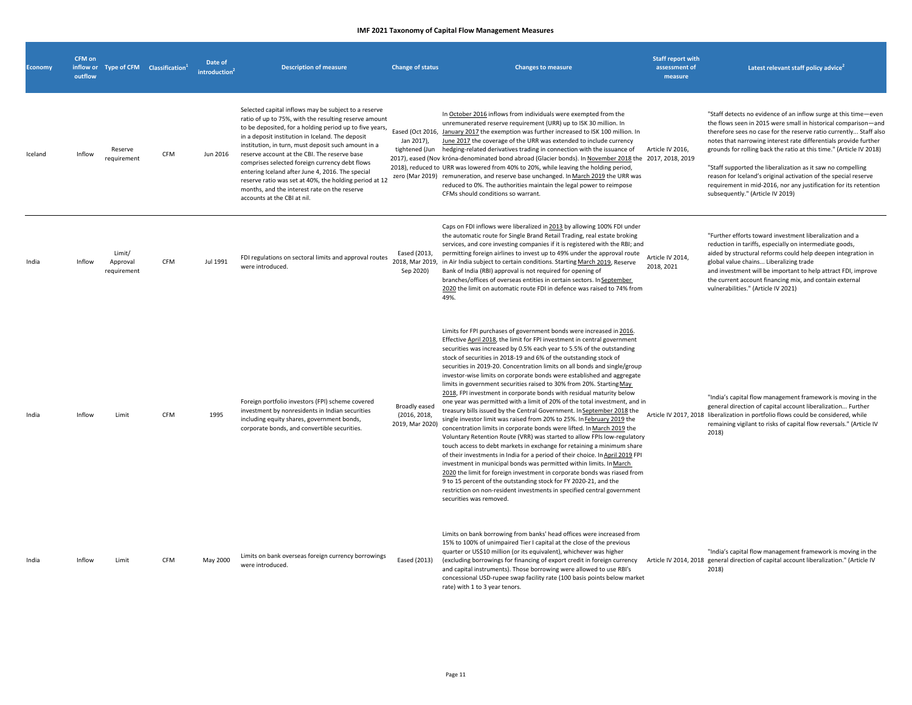# IMF 2021 Taxonomy of Capital Flow Management Measures

| Economy | CFM on inflow or outflow | Type of CFM | Classification[1] | Date of introduction[2] | Description of measure | Change of status | Changes to measure | Staff report with assessment of measure | Latest relevant staff policy advice[2] |
|---|---|---|---|---|---|---|---|---|---|
| Iceland | Inflow | Reserve requirement | CFM | Jun 2016 | Selected capital inflows may be subject to a reserve ratio of up to 75%, with the resulting reserve amount to be deposited, for a holding period up to five years, in a deposit institution in Iceland. The deposit institution, in turn, must deposit such amount in a reserve account at the CBI. The reserve base comprises selected foreign currency debt flows entering Iceland after June 4, 2016. The special reserve ratio was set at 40%, the holding period at 12 months, and the interest rate on the reserve accounts at the CBI at nil. | Eased (Oct 2016, Jan 2017), tightened (Jun 2017), eased (Nov 2018), reduced to zero (Mar 2019) | In October 2016 inflows from individuals were exempted from the unremunerated reserve requirement (URR) up to ISK 30 million. In January 2017 the exemption was further increased to ISK 100 million. In June 2017 the coverage of the URR was extended to include currency hedging-related derivatives trading in connection with the issuance of króna-denominated bond abroad (Glacier bonds). In November 2018 the URR was lowered from 40% to 20%, while leaving the holding period, remuneration, and reserve base unchanged. In March 2019 the URR was reduced to 0%. The authorities maintain the legal power to reimpose CFMs should conditions so warrant. | Article IV 2016, 2017, 2018, 2019 | "Staff detects no evidence of an inflow surge at this time—even the flows seen in 2015 were small in historical comparison—and therefore sees no case for the reserve ratio currently... Staff also notes that narrowing interest rate differentials provide further grounds for rolling back the ratio at this time." (Article IV 2018)<br><br>"Staff supported the liberalization as it saw no compelling reason for Iceland's original activation of the special reserve requirement in mid-2016, nor any justification for its retention subsequently." (Article IV 2019) |
| India | Inflow | Limit/ Approval requirement | CFM | Jul 1991 | FDI regulations on sectoral limits and approval routes were introduced. | Eased (2013, 2018, Mar 2019, Sep 2020) | Caps on FDI inflows were liberalized in 2013 by allowing 100% FDI under the automatic route for Single Brand Retail Trading, real estate broking services, and core investing companies if it is registered with the RBI; and permitting foreign airlines to invest up to 49% under the approval route in Air India subject to certain conditions. Starting March 2019, Reserve Bank of India (RBI) approval is not required for opening of branches/offices of overseas entities in certain sectors. In September 2020 the limit on automatic route FDI in defence was raised to 74% from 49%. | Article IV 2014, 2018, 2021 | "Further efforts toward investment liberalization and a reduction in tariffs, especially on intermediate goods, aided by structural reforms could help deepen integration in global value chains... Liberalizing trade and investment will be important to help attract FDI, improve the current account financing mix, and contain external vulnerabilities." (Article IV 2021) |
| India | Inflow | Limit | CFM | 1995 | Foreign portfolio investors (FPI) scheme covered investment by nonresidents in Indian securities including equity shares, government bonds, corporate bonds, and convertible securities. | Broadly eased (2016, 2018, 2019, Mar 2020) | Limits for FPI purchases of government bonds were increased in 2016. Effective April 2018, the limit for FPI investment in central government securities was increased by 0.5% each year to 5.5% of the outstanding stock of securities in 2018-19 and 6% of the outstanding stock of securities in 2019-20. Concentration limits on all bonds and single/group investor-wise limits on corporate bonds were established and aggregate limits in government securities raised to 30% from 20%. Starting May 2018, FPI investment in corporate bonds with residual maturity below one year was permitted with a limit of 20% of the total investment, and in treasury bills issued by the Central Government. In September 2018 the single investor limit was raised from 20% to 25%. In February 2019 the concentration limits in corporate bonds were lifted. In March 2019 the Voluntary Retention Route (VRR) was started to allow FPIs low-regulatory touch access to debt markets in exchange for retaining a minimum share of their investments in India for a period of their choice. In April 2019 FPI investment in municipal bonds was permitted within limits. In March 2020 the limit for foreign investment in corporate bonds was riased from 9 to 15 percent of the outstanding stock for FY 2020-21, and the restriction on non-resident investments in specified central government securities was removed. | Article IV 2017, 2018 | "India's capital flow management framework is moving in the general direction of capital account liberalization... Further liberalization in portfolio flows could be considered, while remaining vigilant to risks of capital flow reversals." (Article IV 2018) |
| India | Inflow | Limit | CFM | May 2000 | Limits on bank overseas foreign currency borrowings were introduced. | Eased (2013) | Limits on bank borrowing from banks' head offices were increased from 15% to 100% of unimpaired Tier I capital at the close of the previous quarter or US$10 million (or its equivalent), whichever was higher (excluding borrowings for financing of export credit in foreign currency and capital instruments). Those borrowing were allowed to use RBI's concessional USD-rupee swap facility rate (100 basis points below market rate) with 1 to 3 year tenors. | Article IV 2014, 2018 | "India's capital flow management framework is moving in the general direction of capital account liberalization." (Article IV 2018) |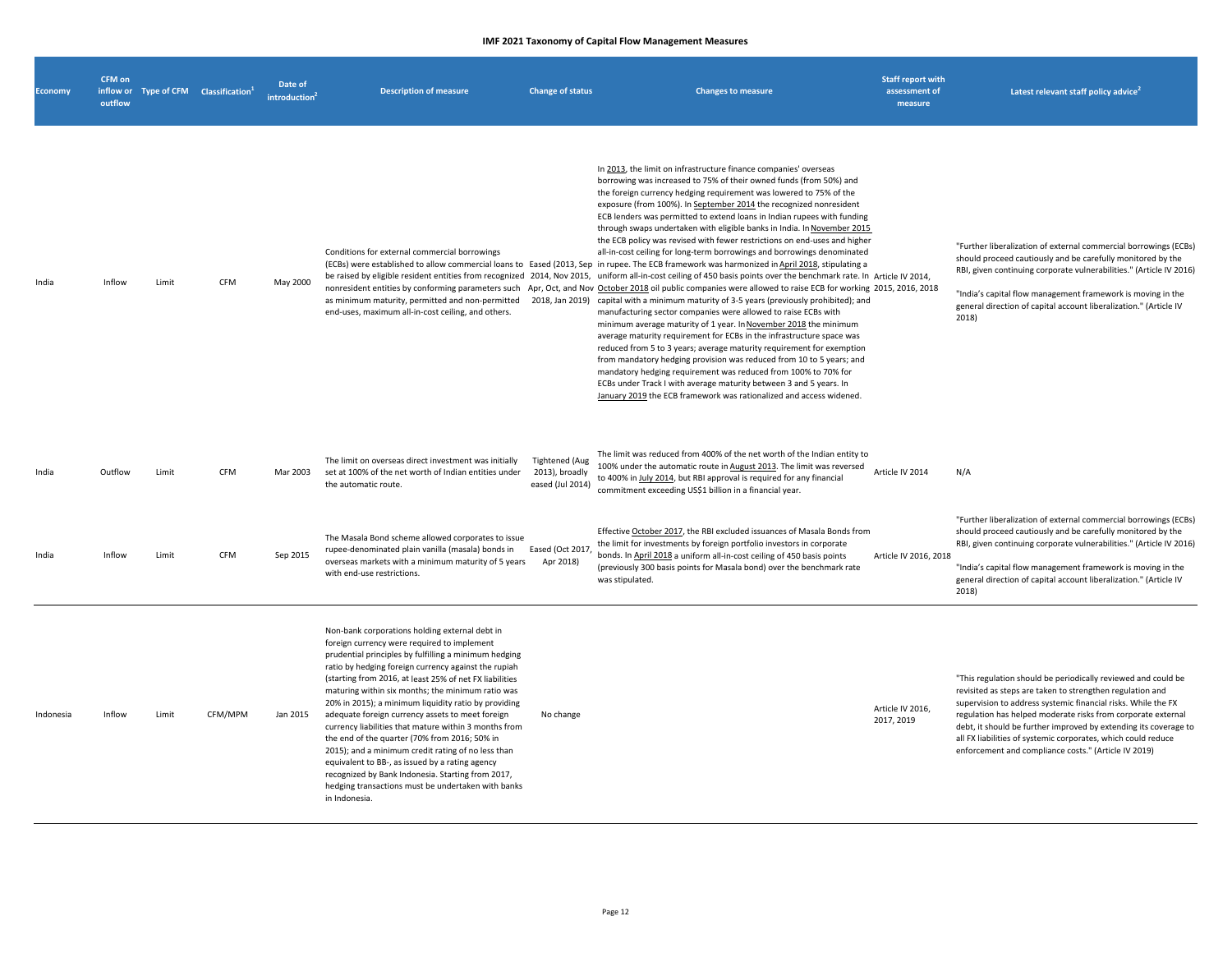# IMF 2021 Taxonomy of Capital Flow Management Measures

| Economy | CFM on inflow or outflow | Type of CFM | Classification[1] | Date of introduction[2] | Description of measure | Change of status | Changes to measure | Staff report with assessment of measure | Latest relevant staff policy advice[2] |
|---|---|---|---|---|---|---|---|---|---|
| India | Inflow | Limit | CFM | May 2000 | Conditions for external commercial borrowings (ECBs) were established to allow commercial loans to be raised by eligible resident entities from recognized nonresident entities by conforming parameters such as minimum maturity, permitted and non-permitted end-uses, maximum all-in-cost ceiling, and others. | Eased (2013, Sep 2014, Nov 2015, Apr, Oct, and Nov 2018, Jan 2019) | In 2013, the limit on infrastructure finance companies' overseas borrowing was increased to 75% of their owned funds (from 50%) and the foreign currency hedging requirement was lowered to 75% of the exposure (from 100%). In September 2014 the recognized nonresident ECB lenders was permitted to extend loans in Indian rupees with funding through swaps undertaken with eligible banks in India. In November 2015 the ECB policy was revised with fewer restrictions on end-uses and higher all-in-cost ceiling for long-term borrowings and borrowings denominated in rupee. The ECB framework was harmonized in April 2018, stipulating a uniform all-in-cost ceiling of 450 basis points over the benchmark rate. In October 2018 oil public companies were allowed to raise ECB for working capital with a minimum maturity of 3-5 years (previously prohibited); and manufacturing sector companies were allowed to raise ECBs with minimum average maturity of 1 year. In November 2018 the minimum average maturity requirement for ECBs in the infrastructure space was reduced from 5 to 3 years; average maturity requirement for exemption from mandatory hedging provision was reduced from 10 to 5 years; and mandatory hedging requirement was reduced from 100% to 70% for ECBs under Track I with average maturity between 3 and 5 years. In January 2019 the ECB framework was rationalized and access widened. | Article IV 2014, 2015, 2016, 2018 | "Further liberalization of external commercial borrowings (ECBs) should proceed cautiously and be carefully monitored by the RBI, given continuing corporate vulnerabilities." (Article IV 2016)<br><br>"India's capital flow management framework is moving in the general direction of capital account liberalization." (Article IV 2018) |
| India | Outflow | Limit | CFM | Mar 2003 | The limit on overseas direct investment was initially set at 100% of the net worth of Indian entities under the automatic route. | Tightened (Aug 2013), broadly eased (Jul 2014) | The limit was reduced from 400% of the net worth of the Indian entity to 100% under the automatic route in August 2013. The limit was reversed to 400% in July 2014, but RBI approval is required for any financial commitment exceeding US$1 billion in a financial year. | Article IV 2014 | N/A |
| India | Inflow | Limit | CFM | Sep 2015 | The Masala Bond scheme allowed corporates to issue rupee-denominated plain vanilla (masala) bonds in overseas markets with a minimum maturity of 5 years with end-use restrictions. | Eased (Oct 2017, Apr 2018) | Effective October 2017, the RBI excluded issuances of Masala Bonds from the limit for investments by foreign portfolio investors in corporate bonds. In April 2018 a uniform all-in-cost ceiling of 450 basis points (previously 300 basis points for Masala bond) over the benchmark rate was stipulated. | Article IV 2016, 2018 | "Further liberalization of external commercial borrowings (ECBs) should proceed cautiously and be carefully monitored by the RBI, given continuing corporate vulnerabilities." (Article IV 2016)<br><br>"India's capital flow management framework is moving in the general direction of capital account liberalization." (Article IV 2018) |
| Indonesia | Inflow | Limit | CFM/MPM | Jan 2015 | Non-bank corporations holding external debt in foreign currency were required to implement prudential principles by fulfilling a minimum hedging ratio by hedging foreign currency against the rupiah (starting from 2016, at least 25% of net FX liabilities maturing within six months; the minimum ratio was 20% in 2015); a minimum liquidity ratio by providing adequate foreign currency assets to meet foreign currency liabilities that mature within 3 months from the end of the quarter (70% from 2016; 50% in 2015); and a minimum credit rating of no less than equivalent to BB-, as issued by a rating agency recognized by Bank Indonesia. Starting from 2017, hedging transactions must be undertaken with banks in Indonesia. | No change | | Article IV 2016, 2017, 2019 | "This regulation should be periodically reviewed and could be revisited as steps are taken to strengthen regulation and supervision to address systemic financial risks. While the FX regulation has helped moderate risks from corporate external debt, it should be further improved by extending its coverage to all FX liabilities of systemic corporates, which could reduce enforcement and compliance costs." (Article IV 2019) |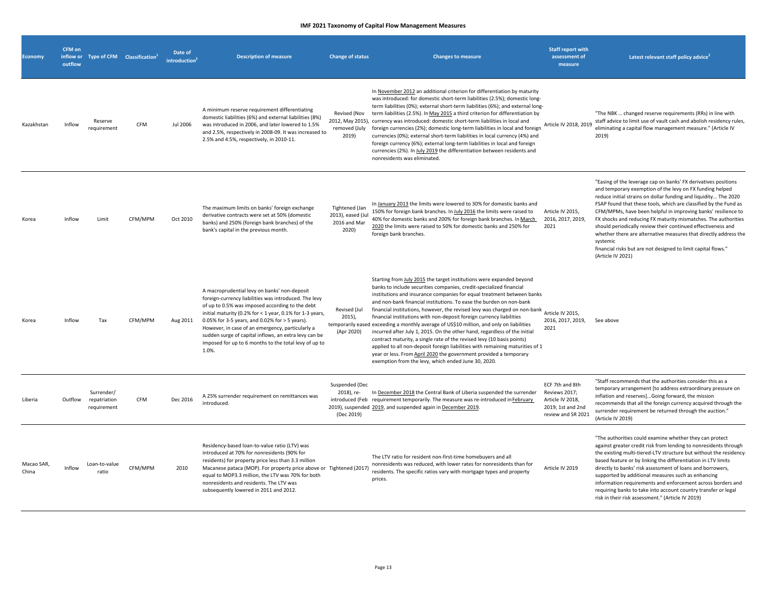**IMF 2021 Taxonomy of Capital Flow Management Measures**

| Economy | CFM on inflow or outflow | Type of CFM | Classification[1] | Date of introduction[2] | Description of measure | Change of status | Changes to measure | Staff report with assessment of measure | Latest relevant staff policy advice[2] |
|---|---|---|---|---|---|---|---|---|---|
| Kazakhstan | Inflow | Reserve requirement | CFM | Jul 2006 | A minimum reserve requirement differentiating domestic liabilities (6%) and external liabilities (8%) was introduced in 2006, and later lowered to 1.5% and 2.5%, respectively in 2008-09. It was increased to 2.5% and 4.5%, respectively, in 2010-11. | Revised (Nov 2012, May 2015), removed (July 2019) | In November 2012 an additional criterion for differentiation by maturity was introduced: for domestic short-term liabilities (2.5%); domestic long-term liabilities (0%); external short-term liabilities (6%); and external long-term liabilities (2.5%). In May 2015 a third criterion for differentiation by currency was introduced: domestic short-term liabilities in local and foreign currencies (2%); domestic long-term liabilities in local and foreign currencies (0%); external short-term liabilities in local currency (4%) and foreign currency (6%); external long-term liabilities in local and foreign currencies (2%). In July 2019 the differentiation between residents and nonresidents was eliminated. | Article IV 2018, 2019 | "The NBK ... changed reserve requirements (RRs) in line with staff advice to limit use of vault cash and abolish residency rules, eliminating a capital flow management measure." (Article IV 2019) |
| Korea | Inflow | Limit | CFM/MPM | Oct 2010 | The maximum limits on banks' foreign exchange derivative contracts were set at 50% (domestic banks) and 250% (foreign bank branches) of the bank's capital in the previous month. | Tightened (Jan 2013), eased (Jul 2016 and Mar 2020) | In January 2013 the limits were lowered to 30% for domestic banks and 150% for foreign bank branches. In July 2016 the limits were raised to 40% for domestic banks and 200% for foreign bank branches. In March 2020 the limits were raised to 50% for domestic banks and 250% for foreign bank branches. | Article IV 2015, 2016, 2017, 2019, 2021 | "Easing of the leverage cap on banks' FX derivatives positions and temporary exemption of the levy on FX funding helped reduce initial strains on dollar funding and liquidity... The 2020 FSAP found that these tools, which are classified by the Fund as CFM/MPMs, have been helpful in improving banks' resilience to FX shocks and reducing FX maturity mismatches. The authorities should periodically review their continued effectiveness and whether there are alternative measures that directly address the systemic financial risks but are not designed to limit capital flows." (Article IV 2021) |
| Korea | Inflow | Tax | CFM/MPM | Aug 2011 | A macroprudential levy on banks' non-deposit foreign-currency liabilities was introduced. The levy of up to 0.5% was imposed according to the debt initial maturity (0.2% for < 1 year, 0.1% for 1-3 years, 0.05% for 3-5 years, and 0.02% for > 5 years). However, in case of an emergency, particularly a sudden surge of capital inflows, an extra levy can be imposed for up to 6 months to the total levy of up to 1.0%. | Revised (Jul 2015), temporarily eased (Apr 2020) | Starting from July 2015 the target institutions were expanded beyond banks to include securities companies, credit-specialized financial institutions and insurance companies for equal treatment between banks and non-bank financial institutions. To ease the burden on non-bank financial institutions, however, the revised levy was charged on non-bank financial institutions with non-deposit foreign currency liabilities exceeding a monthly average of US$10 million, and only on liabilities incurred after July 1, 2015. On the other hand, regardless of the initial contract maturity, a single rate of the revised levy (10 basis points) applied to all non-deposit foreign liabilities with remaining maturities of 1 year or less. From April 2020 the government provided a temporary exemption from the levy, which ended June 30, 2020. | Article IV 2015, 2016, 2017, 2019, 2021 | See above |
| Liberia | Outflow | Surrender/ repatriation requirement | CFM | Dec 2016 | A 25% surrender requirement on remittances was introduced. | Suspended (Dec 2018), re-introduced (Feb 2019), suspended (Dec 2019) | In December 2018 the Central Bank of Liberia suspended the surrender requirement temporarily. The measure was re-introduced in February 2019, and suspended again in December 2019. | ECF 7th and 8th Reviews 2017; Article IV 2018, 2019; 1st and 2nd review and SR 2021 | "Staff recommends that the authorities consider this as a temporary arrangement [to address extraordinary pressure on inflation and reserves]...Going forward, the mission recommends that all the foreign currency acquired through the surrender requirement be returned through the auction." (Article IV 2019) |
| Macao SAR, China | Inflow | Loan-to-value ratio | CFM/MPM | 2010 | Residency-based loan-to-value ratio (LTV) was introduced at 70% for nonresidents (90% for residents) for property price less than 3.3 million Macanese pataca (MOP). For property price above or equal to MOP3.3 million, the LTV was 70% for both nonresidents and residents. The LTV was subsequently lowered in 2011 and 2012. | Tightened (2017) | The LTV ratio for resident non-first-time homebuyers and all nonresidents was reduced, with lower rates for nonresidents than for residents. The specific ratios vary with mortgage types and property prices. | Article IV 2019 | "The authorities could examine whether they can protect against greater credit risk from lending to nonresidents through the existing multi-tiered-LTV structure but without the residency-based feature or by linking the differentiation in LTV limits directly to banks' risk assessment of loans and borrowers, supported by additional measures such as enhancing information requirements and enforcement across borders and requiring banks to take into account country transfer or legal risk in their risk assessment." (Article IV 2019) |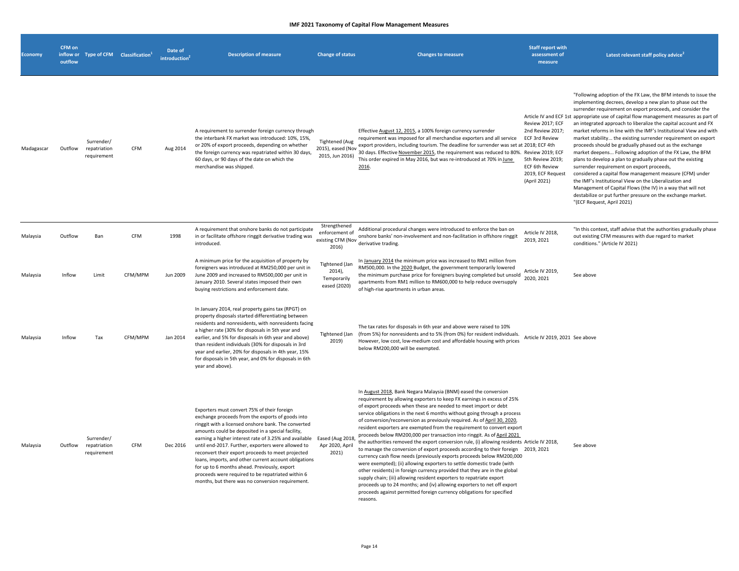# IMF 2021 Taxonomy of Capital Flow Management Measures

| Economy | CFM on inflow or outflow | Type of CFM | Classification[1] | Date of introduction[2] | Description of measure | Change of status | Changes to measure | Staff report with assessment of measure | Latest relevant staff policy advice[2] |
|---|---|---|---|---|---|---|---|---|---|
| Madagascar | Outflow | Surrender/ repatriation requirement | CFM | Aug 2014 | A requirement to surrender foreign currency through the interbank FX market was introduced: 10%, 15%, or 20% of export proceeds, depending on whether the foreign currency was repatriated within 30 days, 60 days, or 90 days of the date on which the merchandise was shipped. | Tightened (Aug 2015), eased (Nov 2015, Jun 2016) | Effective August 12, 2015, a 100% foreign currency surrender requirement was imposed for all merchandise exporters and all service export providers, including tourism. The deadline for surrender was set at 30 days. Effective November 2015, the requirement was reduced to 80%. This order expired in May 2016, but was re-introduced at 70% in June 2016. | Article IV and ECF 1st Review 2017; ECF 2nd Review 2017; ECF 3rd Review 2018; ECF 4th Review 2019; ECF 5th Review 2019; ECF 6th Review 2019, ECF Request (April 2021) | "Following adoption of the FX Law, the BFM intends to issue the implementing decrees, develop a new plan to phase out the surrender requirement on export proceeds, and consider the appropriate use of capital flow management measures as part of an integrated approach to liberalize the capital account and FX market reforms in line with the IMF's Institutional View and with market stability... the existing surrender requirement on export proceeds should be gradually phased out as the exchange market deepens... Following adoption of the FX Law, the BFM plans to develop a plan to gradually phase out the existing surrender requirement on export proceeds, considered a capital flow management measure (CFM) under the IMF's Institutional View on the Liberalization and Management of Capital Flows (the IV) in a way that will not destabilize or put further pressure on the exchange market. "(ECF Request, April 2021) |
| Malaysia | Outflow | Ban | CFM | 1998 | A requirement that onshore banks do not participate in or facilitate offshore ringgit derivative trading was introduced. | Strengthened enforcement of existing CFM (Nov 2016) | Additional procedural changes were introduced to enforce the ban on onshore banks' non-involvement and non-facilitation in offshore ringgit derivative trading. | Article IV 2018, 2019, 2021 | "In this context, staff advise that the authorities gradually phase out existing CFM measures with due regard to market conditions." (Article IV 2021) |
| Malaysia | Inflow | Limit | CFM/MPM | Jun 2009 | A minimum price for the acquisition of property by foreigners was introduced at RM250,000 per unit in June 2009 and increased to RM500,000 per unit in January 2010. Several states imposed their own buying restrictions and enforcement date. | Tightened (Jan 2014), Temporarily eased (2020) | In January 2014 the minimum price was increased to RM1 million from RM500,000. In the 2020 Budget, the government temporarily lowered the minimum purchase price for foreigners buying completed but unsold apartments from RM1 million to RM600,000 to help reduce oversupply of high-rise apartments in urban areas. | Article IV 2019, 2020, 2021 | See above |
| Malaysia | Inflow | Tax | CFM/MPM | Jan 2014 | In January 2014, real property gains tax (RPGT) on property disposals started differentiating between residents and nonresidents, with nonresidents facing a higher rate (30% for disposals in 5th year and earlier, and 5% for disposals in 6th year and above) than resident individuals (30% for disposals in 3rd year and earlier, 20% for disposals in 4th year, 15% for disposals in 5th year, and 0% for disposals in 6th year and above). | Tightened (Jan 2019) | The tax rates for disposals in 6th year and above were raised to 10% (from 5%) for nonresidents and to 5% (from 0%) for resident individuals. However, low cost, low-medium cost and affordable housing with prices below RM200,000 will be exempted. | Article IV 2019, 2021 | See above |
| Malaysia | Outflow | Surrender/ repatriation requirement | CFM | Dec 2016 | Exporters must convert 75% of their foreign exchange proceeds from the exports of goods into ringgit with a licensed onshore bank. The converted amounts could be deposited in a special facility, earning a higher interest rate of 3.25% and available until end-2017. Further, exporters were allowed to reconvert their export proceeds to meet projected loans, imports, and other current account obligations for up to 6 months ahead. Previously, export proceeds were required to be repatriated within 6 months, but there was no conversion requirement. | Eased (Aug 2018, Apr 2020, April 2021) | In August 2018, Bank Negara Malaysia (BNM) eased the conversion requirement by allowing exporters to keep FX earnings in excess of 25% of export proceeds when these are needed to meet import or debt service obligations in the next 6 months without going through a process of conversion/reconversion as previously required. As of April 30, 2020, resident exporters are exempted from the requirement to convert export proceeds below RM200,000 per transaction into ringgit. As of April 2021 the authorities removed the export conversion rule, (i) allowing residents to manage the conversion of export proceeds according to their foreign currency cash flow needs (previously exports proceeds below RM200,000 were exempted); (ii) allowing exporters to settle domestic trade (with other residents) in foreign currency provided that they are in the global supply chain; (iii) allowing resident exporters to repatriate export proceeds up to 24 months; and (iv) allowing exporters to net off export proceeds against permitted foreign currency obligations for specified reasons. | Article IV 2018, 2019, 2021 | See above |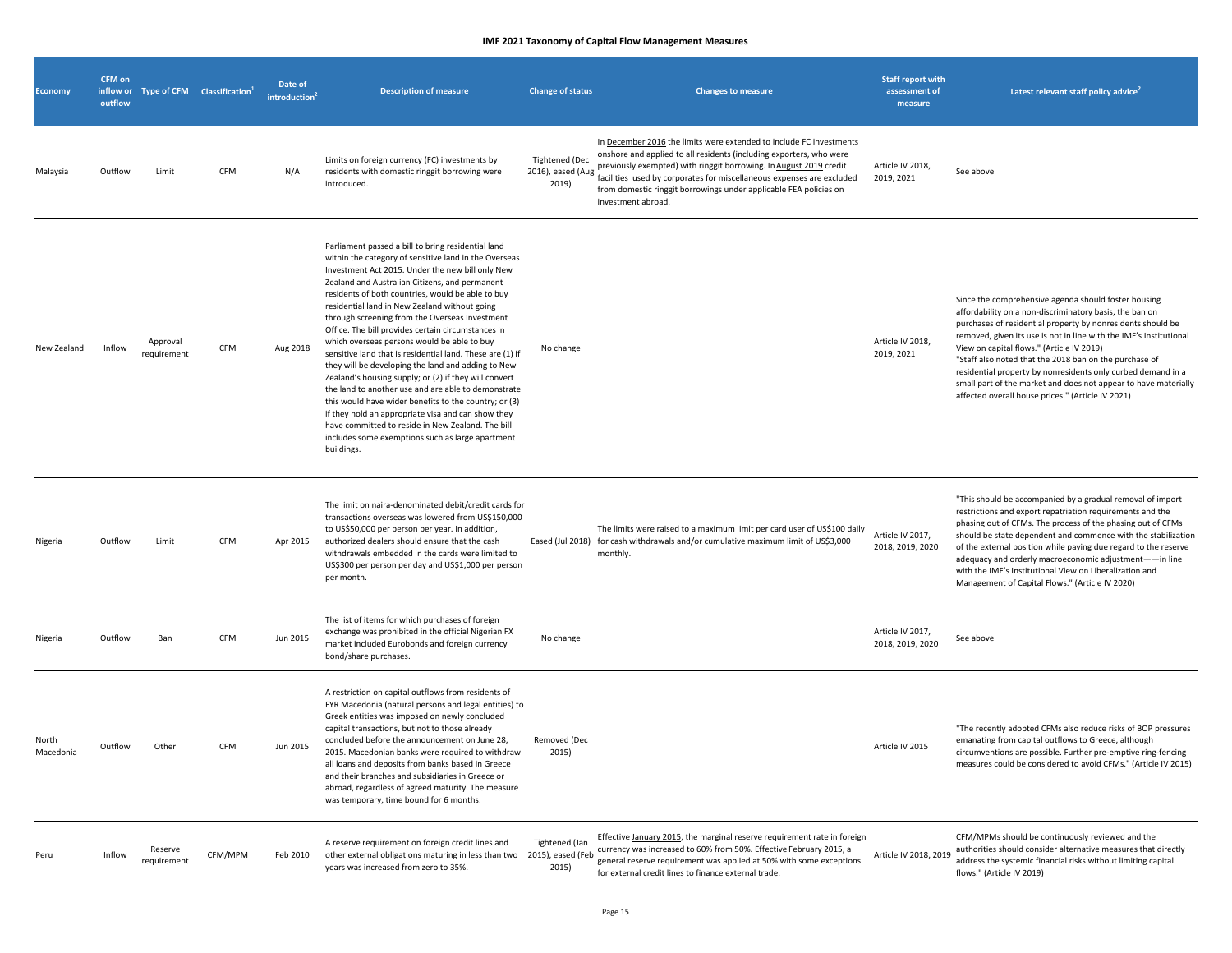**IMF 2021 Taxonomy of Capital Flow Management Measures**

| Economy | CFM on inflow or outflow | Type of CFM | Classification[1] | Date of introduction[2] | Description of measure | Change of status | Changes to measure | Staff report with assessment of measure | Latest relevant staff policy advice[2] |
|---|---|---|---|---|---|---|---|---|---|
| Malaysia | Outflow | Limit | CFM | N/A | Limits on foreign currency (FC) investments by residents with domestic ringgit borrowing were introduced. | Tightened (Dec 2016), eased (Aug 2019) | In December 2016 the limits were extended to include FC investments onshore and applied to all residents (including exporters, who were previously exempted) with ringgit borrowing. In August 2019 credit facilities used by corporates for miscellaneous expenses are excluded from domestic ringgit borrowings under applicable FEA policies on investment abroad. | Article IV 2018, 2019, 2021 | See above |
| New Zealand | Inflow | Approval requirement | CFM | Aug 2018 | Parliament passed a bill to bring residential land within the category of sensitive land in the Overseas Investment Act 2015. Under the new bill only New Zealand and Australian Citizens, and permanent residents of both countries, would be able to buy residential land in New Zealand without going through screening from the Overseas Investment Office. The bill provides certain circumstances in which overseas persons would be able to buy sensitive land that is residential land. These are (1) if they will be developing the land and adding to New Zealand's housing supply; or (2) if they will convert the land to another use and are able to demonstrate this would have wider benefits to the country; or (3) if they hold an appropriate visa and can show they have committed to reside in New Zealand. The bill includes some exemptions such as large apartment buildings. | No change | | Article IV 2018, 2019, 2021 | Since the comprehensive agenda should foster housing affordability on a non-discriminatory basis, the ban on purchases of residential property by nonresidents should be removed, given its use is not in line with the IMF's Institutional View on capital flows." (Article IV 2019) "Staff also noted that the 2018 ban on the purchase of residential property by nonresidents only curbed demand in a small part of the market and does not appear to have materially affected overall house prices." (Article IV 2021) |
| Nigeria | Outflow | Limit | CFM | Apr 2015 | The limit on naira-denominated debit/credit cards for transactions overseas was lowered from US$150,000 to US$50,000 per person per year. In addition, authorized dealers should ensure that the cash withdrawals embedded in the cards were limited to US$300 per person per day and US$1,000 per person per month. | Eased (Jul 2018) | The limits were raised to a maximum limit per card user of US$100 daily for cash withdrawals and/or cumulative maximum limit of US$3,000 monthly. | Article IV 2017, 2018, 2019, 2020 | "This should be accompanied by a gradual removal of import restrictions and export repatriation requirements and the phasing out of CFMs. The process of the phasing out of CFMs should be state dependent and commence with the stabilization of the external position while paying due regard to the reserve adequacy and orderly macroeconomic adjustment——in line with the IMF's Institutional View on Liberalization and Management of Capital Flows." (Article IV 2020) |
| Nigeria | Outflow | Ban | CFM | Jun 2015 | The list of items for which purchases of foreign exchange was prohibited in the official Nigerian FX market included Eurobonds and foreign currency bond/share purchases. | No change | | Article IV 2017, 2018, 2019, 2020 | See above |
| North Macedonia | Outflow | Other | CFM | Jun 2015 | A restriction on capital outflows from residents of FYR Macedonia (natural persons and legal entities) to Greek entities was imposed on newly concluded capital transactions, but not to those already concluded before the announcement on June 28, 2015. Macedonian banks were required to withdraw all loans and deposits from banks based in Greece and their branches and subsidiaries in Greece or abroad, regardless of agreed maturity. The measure was temporary, time bound for 6 months. | Removed (Dec 2015) | | Article IV 2015 | "The recently adopted CFMs also reduce risks of BOP pressures emanating from capital outflows to Greece, although circumventions are possible. Further pre-emptive ring-fencing measures could be considered to avoid CFMs." (Article IV 2015) |
| Peru | Inflow | Reserve requirement | CFM/MPM | Feb 2010 | A reserve requirement on foreign credit lines and other external obligations maturing in less than two years was increased from zero to 35%. | Tightened (Jan 2015), eased (Feb 2015) | Effective January 2015, the marginal reserve requirement rate in foreign currency was increased to 60% from 50%. Effective February 2015, a general reserve requirement was applied at 50% with some exceptions for external credit lines to finance external trade. | Article IV 2018, 2019 | CFM/MPMs should be continuously reviewed and the authorities should consider alternative measures that directly address the systemic financial risks without limiting capital flows." (Article IV 2019) |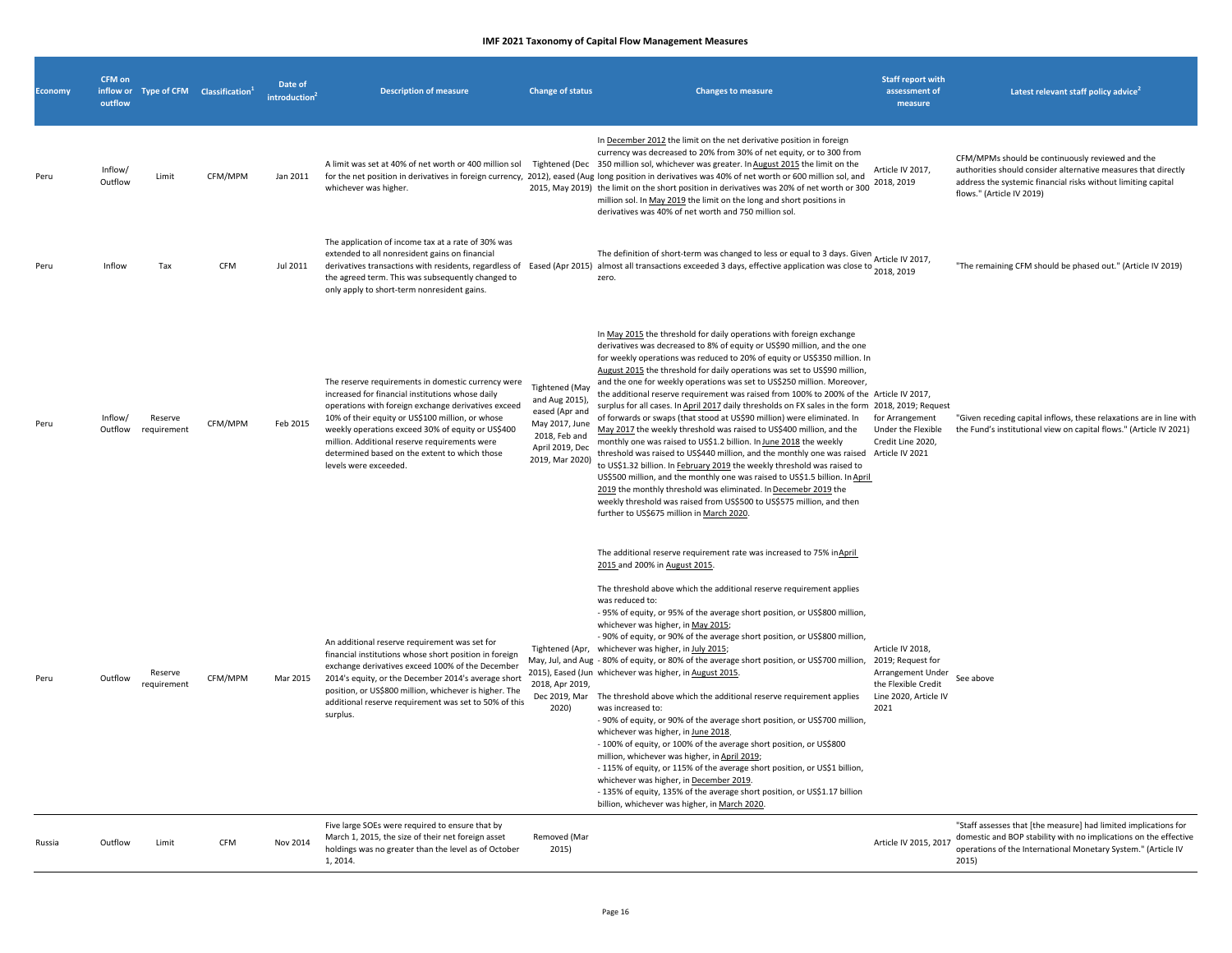**IMF 2021 Taxonomy of Capital Flow Management Measures**

| Economy | CFM on inflow or outflow | Type of CFM | Classification[1] | Date of introduction[2] | Description of measure | Change of status | Changes to measure | Staff report with assessment of measure | Latest relevant staff policy advice[2] |
|---|---|---|---|---|---|---|---|---|---|
| Peru | Inflow/ Outflow | Limit | CFM/MPM | Jan 2011 | A limit was set at 40% of net worth or 400 million sol for the net position in derivatives in foreign currency, whichever was higher. | Tightened (Dec 2012), eased (Aug 2015, May 2019) | In December 2012 the limit on the net derivative position in foreign currency was decreased to 20% from 30% of net equity, or to 300 from 350 million sol, whichever was greater. In August 2015 the limit on the long position in derivatives was 40% of net worth or 600 million sol, and the limit on the short position in derivatives was 20% of net worth or 300 million sol. In May 2019 the limit on the long and short positions in derivatives was 40% of net worth and 750 million sol. | Article IV 2017, 2018, 2019 | CFM/MPMs should be continuously reviewed and the authorities should consider alternative measures that directly address the systemic financial risks without limiting capital flows." (Article IV 2019) |
| Peru | Inflow | Tax | CFM | Jul 2011 | The application of income tax at a rate of 30% was extended to all nonresident gains on financial derivatives transactions with residents, regardless of the agreed term. This was subsequently changed to only apply to short-term nonresident gains. | Eased (Apr 2015) | The definition of short-term was changed to less or equal to 3 days. Given almost all transactions exceeded 3 days, effective application was close to zero. | Article IV 2017, 2018, 2019 | "The remaining CFM should be phased out." (Article IV 2019) |
| Peru | Inflow/ Outflow | Reserve requirement | CFM/MPM | Feb 2015 | The reserve requirements in domestic currency were increased for financial institutions whose daily operations with foreign exchange derivatives exceed 10% of their equity or US$100 million, or whose weekly operations exceed 30% of equity or US$400 million. Additional reserve requirements were determined based on the extent to which those levels were exceeded. | Tightened (May and Aug 2015), eased (Apr and May 2017, June 2018, Feb and April 2019, Dec 2019, Mar 2020) | In May 2015 the threshold for daily operations with foreign exchange derivatives was decreased to 8% of equity or US$90 million, and the one for weekly operations was reduced to 20% of equity or US$350 million. In August 2015 the threshold for daily operations was set to US$90 million, and the one for weekly operations was set to US$250 million. Moreover, the additional reserve requirement was raised from 100% to 200% of the surplus for all cases. In April 2017 daily thresholds on FX sales in the form of forwards or swaps (that stood at US$90 million) were eliminated. In May 2017 the weekly threshold was raised to US$400 million, and the monthly one was raised to US$1.2 billion. In June 2018 the weekly threshold was raised to US$440 million, and the monthly one was raised to US$1.32 billion. In February 2019 the weekly threshold was raised to US$500 million, and the monthly one was raised to US$1.5 billion. In April 2019 the monthly threshold was eliminated. In Decemebr 2019 the weekly threshold was raised from US$500 to US$575 million, and then further to US$675 million in March 2020. | Article IV 2017, 2018, 2019; Request for Arrangement Under the Flexible Credit Line 2020, Article IV 2021 | "Given receding capital inflows, these relaxations are in line with the Fund's institutional view on capital flows." (Article IV 2021) |
| Peru | Outflow | Reserve requirement | CFM/MPM | Mar 2015 | An additional reserve requirement was set for financial institutions whose short position in foreign exchange derivatives exceed 100% of the December 2014's equity, or the December 2014's average short position, or US$800 million, whichever is higher. The additional reserve requirement was set to 50% of this surplus. | Tightened (Apr, May, Jul, and Aug 2015), Eased (Jun 2018, Apr 2019, Dec 2019, Mar 2020) | The additional reserve requirement rate was increased to 75% in April 2015 and 200% in August 2015.<br><br>The threshold above which the additional reserve requirement applies was reduced to:<br>- 95% of equity, or 95% of the average short position, or US$800 million, whichever was higher, in May 2015;<br>- 90% of equity, or 90% of the average short position, or US$800 million, whichever was higher, in July 2015;<br>- 80% of equity, or 80% of the average short position, or US$700 million, whichever was higher, in August 2015.<br><br>The threshold above which the additional reserve requirement applies was increased to:<br>- 90% of equity, or 90% of the average short position, or US$700 million, whichever was higher, in June 2018.<br>- 100% of equity, or 100% of the average short position, or US$800 million, whichever was higher, in April 2019;<br>- 115% of equity, or 115% of the average short position, or US$1 billion, whichever was higher, in December 2019.<br>- 135% of equity, 135% of the average short position, or US$1.17 billion billion, whichever was higher, in March 2020. | Article IV 2018, 2019; Request for Arrangement Under the Flexible Credit Line 2020, Article IV 2021 | See above |
| Russia | Outflow | Limit | CFM | Nov 2014 | Five large SOEs were required to ensure that by March 1, 2015, the size of their net foreign asset holdings was no greater than the level as of October 1, 2014. | Removed (Mar 2015) | | Article IV 2015, 2017 | "Staff assesses that [the measure] had limited implications for domestic and BOP stability with no implications on the effective operations of the International Monetary System." (Article IV 2015) |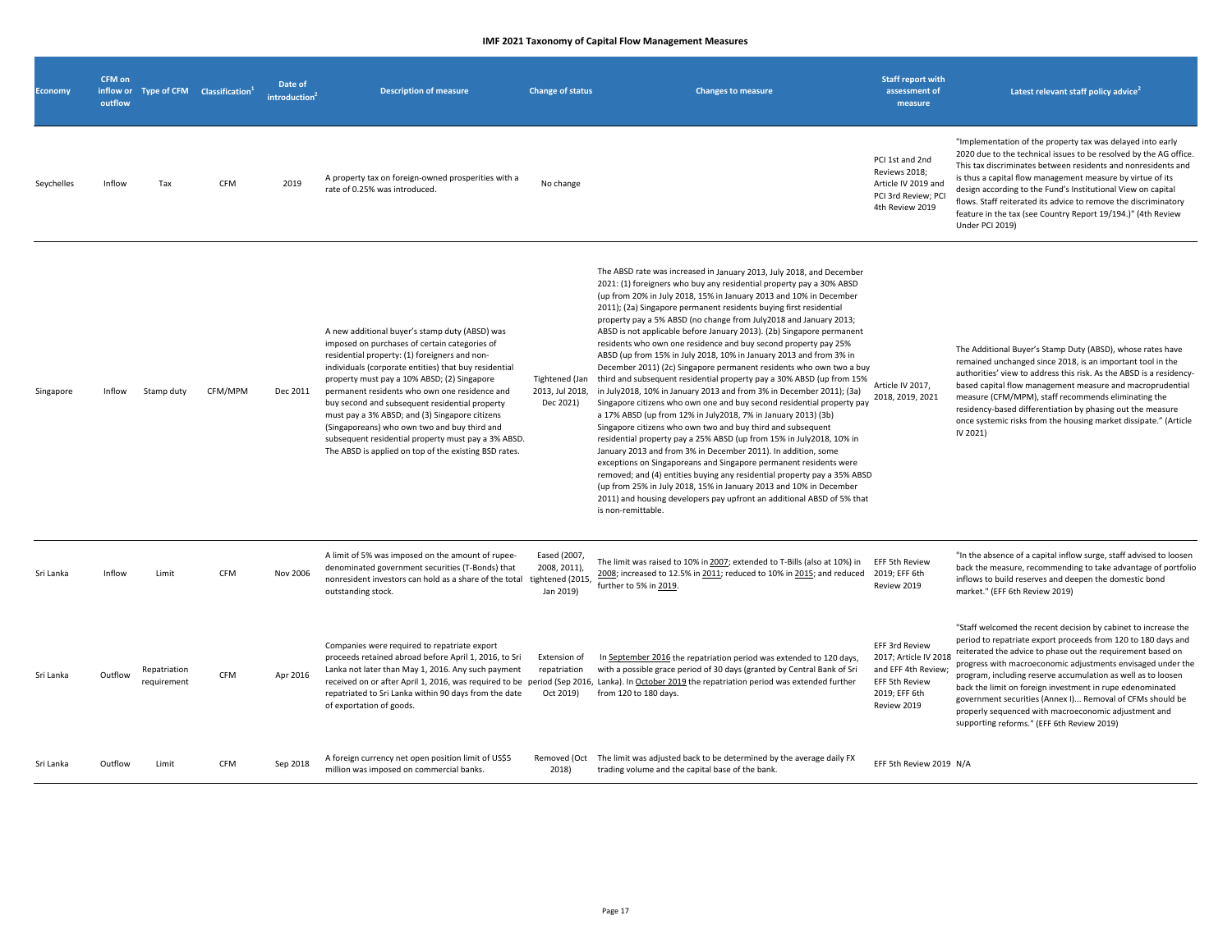**IMF 2021 Taxonomy of Capital Flow Management Measures**

| Economy | CFM on inflow or outflow | Type of CFM | Classification[1] | Date of introduction[2] | Description of measure | Change of status | Changes to measure | Staff report with assessment of measure | Latest relevant staff policy advice[2] |
|---|---|---|---|---|---|---|---|---|---|
| Seychelles | Inflow | Tax | CFM | 2019 | A property tax on foreign-owned prosperities with a rate of 0.25% was introduced. | No change | | PCI 1st and 2nd Reviews 2018; Article IV 2019 and PCI 3rd Review; PCI 4th Review 2019 | "Implementation of the property tax was delayed into early 2020 due to the technical issues to be resolved by the AG office. This tax discriminates between residents and nonresidents and is thus a capital flow management measure by virtue of its design according to the Fund's Institutional View on capital flows. Staff reiterated its advice to remove the discriminatory feature in the tax (see Country Report 19/194.)" (4th Review Under PCI 2019) |
| Singapore | Inflow | Stamp duty | CFM/MPM | Dec 2011 | A new additional buyer's stamp duty (ABSD) was imposed on purchases of certain categories of residential property: (1) foreigners and non-individuals (corporate entities) that buy residential property must pay a 10% ABSD; (2) Singapore permanent residents who own one residence and buy second and subsequent residential property must pay a 3% ABSD; and (3) Singapore citizens (Singaporeans) who own two and buy third and subsequent residential property must pay a 3% ABSD. The ABSD is applied on top of the existing BSD rates. | Tightened (Jan 2013, Jul 2018, Dec 2021) | The ABSD rate was increased in January 2013, July 2018, and December 2021: (1) foreigners who buy any residential property pay a 30% ABSD (up from 20% in July 2018, 15% in January 2013 and 10% in December 2011); (2a) Singapore permanent residents buying first residential property pay a 5% ABSD (no change from July2018 and January 2013; ABSD is not applicable before January 2013). (2b) Singapore permanent residents who own one residence and buy second property pay 25% ABSD (up from 15% in July 2018, 10% in January 2013 and from 3% in December 2011) (2c) Singapore permanent residents who own two a buy third and subsequent residential property pay a 30% ABSD (up from 15% in July2018, 10% in January 2013 and from 3% in December 2011); (3a) Singapore citizens who own one and buy second residential property pay a 17% ABSD (up from 12% in July2018, 7% in January 2013) (3b) Singapore citizens who own two and buy third and subsequent residential property pay a 25% ABSD (up from 15% in July2018, 10% in January 2013 and from 3% in December 2011). In addition, some exceptions on Singaporeans and Singapore permanent residents were removed; and (4) entities buying any residential property pay a 35% ABSD (up from 25% in July 2018, 15% in January 2013 and 10% in December 2011) and housing developers pay upfront an additional ABSD of 5% that is non-remittable. | Article IV 2017, 2018, 2019, 2021 | The Additional Buyer's Stamp Duty (ABSD), whose rates have remained unchanged since 2018, is an important tool in the authorities' view to address this risk. As the ABSD is a residency-based capital flow management measure and macroprudential measure (CFM/MPM), staff recommends eliminating the residency-based differentiation by phasing out the measure once systemic risks from the housing market dissipate." (Article IV 2021) |
| Sri Lanka | Inflow | Limit | CFM | Nov 2006 | A limit of 5% was imposed on the amount of rupee-denominated government securities (T-Bonds) that nonresident investors can hold as a share of the total outstanding stock. | Eased (2007, 2008, 2011), tightened (2015, Jan 2019) | The limit was raised to 10% in 2007; extended to T-Bills (also at 10%) in 2008; increased to 12.5% in 2011; reduced to 10% in 2015; and reduced further to 5% in 2019. | EFF 5th Review 2019; EFF 6th Review 2019 | "In the absence of a capital inflow surge, staff advised to loosen back the measure, recommending to take advantage of portfolio inflows to build reserves and deepen the domestic bond market." (EFF 6th Review 2019) |
| Sri Lanka | Outflow | Repatriation requirement | CFM | Apr 2016 | Companies were required to repatriate export proceeds retained abroad before April 1, 2016, to Sri Lanka not later than May 1, 2016. Any such payment received on or after April 1, 2016, was required to be repatriated to Sri Lanka within 90 days from the date of exportation of goods. | Extension of repatriation period (Sep 2016, Oct 2019) | In September 2016 the repatriation period was extended to 120 days, with a possible grace period of 30 days (granted by Central Bank of Sri Lanka). In October 2019 the repatriation period was extended further from 120 to 180 days. | EFF 3rd Review 2017; Article IV 2018 and EFF 4th Review; EFF 5th Review 2019; EFF 6th Review 2019 | "Staff welcomed the recent decision by cabinet to increase the period to repatriate export proceeds from 120 to 180 days and reiterated the advice to phase out the requirement based on progress with macroeconomic adjustments envisaged under the program, including reserve accumulation as well as to loosen back the limit on foreign investment in rupe edenominated government securities (Annex I)... Removal of CFMs should be properly sequenced with macroeconomic adjustment and supporting reforms." (EFF 6th Review 2019) |
| Sri Lanka | Outflow | Limit | CFM | Sep 2018 | A foreign currency net open position limit of US$5 million was imposed on commercial banks. | Removed (Oct 2018) | The limit was adjusted back to be determined by the average daily FX trading volume and the capital base of the bank. | EFF 5th Review 2019 | N/A |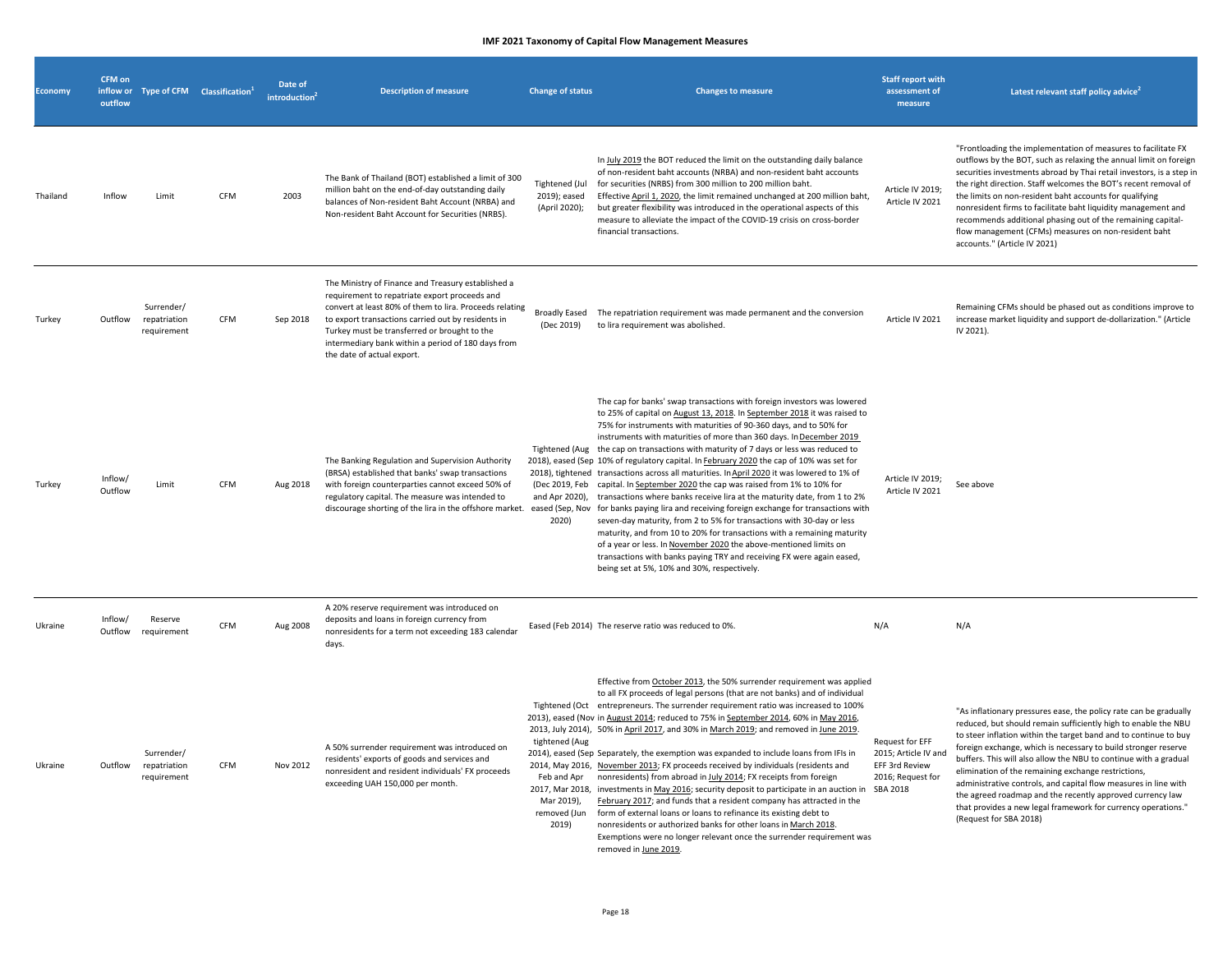**IMF 2021 Taxonomy of Capital Flow Management Measures**

| Economy | CFM on inflow or outflow | Type of CFM | Classification[1] | Date of introduction[2] | Description of measure | Change of status | Changes to measure | Staff report with assessment of measure | Latest relevant staff policy advice[2] |
|---|---|---|---|---|---|---|---|---|---|
| Thailand | Inflow | Limit | CFM | 2003 | The Bank of Thailand (BOT) established a limit of 300 million baht on the end-of-day outstanding daily balances of Non-resident Baht Account (NRBA) and Non-resident Baht Account for Securities (NRBS). | Tightened (Jul 2019); eased (April 2020); | In July 2019 the BOT reduced the limit on the outstanding daily balance of non-resident baht accounts (NRBA) and non-resident baht accounts for securities (NRBS) from 300 million to 200 million baht. Effective April 1, 2020, the limit remained unchanged at 200 million baht, but greater flexibility was introduced in the operational aspects of this measure to alleviate the impact of the COVID-19 crisis on cross-border financial transactions. | Article IV 2019; Article IV 2021 | "Frontloading the implementation of measures to facilitate FX outflows by the BOT, such as relaxing the annual limit on foreign securities investments abroad by Thai retail investors, is a step in the right direction. Staff welcomes the BOT's recent removal of the limits on non-resident baht accounts for qualifying nonresident firms to facilitate baht liquidity management and recommends additional phasing out of the remaining capital-flow management (CFMs) measures on non-resident baht accounts." (Article IV 2021) |
| Turkey | Outflow | Surrender/ repatriation requirement | CFM | Sep 2018 | The Ministry of Finance and Treasury established a requirement to repatriate export proceeds and convert at least 80% of them to lira. Proceeds relating to export transactions carried out by residents in Turkey must be transferred or brought to the intermediary bank within a period of 180 days from the date of actual export. | Broadly Eased (Dec 2019) | The repatriation requirement was made permanent and the conversion to lira requirement was abolished. | Article IV 2021 | Remaining CFMs should be phased out as conditions improve to increase market liquidity and support de-dollarization." (Article IV 2021). |
| Turkey | Inflow/ Outflow | Limit | CFM | Aug 2018 | The Banking Regulation and Supervision Authority (BRSA) established that banks' swap transactions with foreign counterparties cannot exceed 50% of regulatory capital. The measure was intended to discourage shorting of the lira in the offshore market. | Tightened (Aug 2018), eased (Sep 2018), tightened (Dec 2019, Feb and Apr 2020), eased (Sep, Nov 2020) | The cap for banks' swap transactions with foreign investors was lowered to 25% of capital on August 13, 2018. In September 2018 it was raised to 75% for instruments with maturities of 90-360 days, and to 50% for instruments with maturities of more than 360 days. In December 2019 the cap on transactions with maturity of 7 days or less was reduced to 10% of regulatory capital. In February 2020 the cap of 10% was set for transactions across all maturities. In April 2020 it was lowered to 1% of capital. In September 2020 the cap was raised from 1% to 10% for transactions where banks receive lira at the maturity date, from 1 to 2% for banks paying lira and receiving foreign exchange for transactions with seven-day maturity, and from 2 to 5% for transactions with 30-day or less maturity, and from 10 to 20% for transactions with a remaining maturity of a year or less. In November 2020 the above-mentioned limits on transactions with banks paying TRY and receiving FX were again eased, being set at 5%, 10% and 30%, respectively. | Article IV 2019; Article IV 2021 | See above |
| Ukraine | Inflow/ Outflow | Reserve requirement | CFM | Aug 2008 | A 20% reserve requirement was introduced on deposits and loans in foreign currency from nonresidents for a term not exceeding 183 calendar days. | Eased (Feb 2014) | The reserve ratio was reduced to 0%. | N/A | N/A |
| Ukraine | Outflow | Surrender/ repatriation requirement | CFM | Nov 2012 | A 50% surrender requirement was introduced on residents' exports of goods and services and nonresident and resident individuals' FX proceeds exceeding UAH 150,000 per month. | Tightened (Oct 2013), eased (Nov 2013, July 2014), tightened (Aug 2014), eased (Sep 2014, May 2016, Feb and Apr 2017, Mar 2018, Mar 2019), removed (Jun 2019) | Effective from October 2013, the 50% surrender requirement was applied to all FX proceeds of legal persons (that are not banks) and of individual entrepreneurs. The surrender requirement ratio was increased to 100% in August 2014; reduced to 75% in September 2014, 60% in May 2016, 50% in April 2017, and 30% in March 2019; and removed in June 2019. Separately, the exemption was expanded to include loans from IFIs in November 2013; FX proceeds received by individuals (residents and nonresidents) from abroad in July 2014; FX receipts from foreign investments in May 2016; security deposit to participate in an auction in February 2017; and funds that a resident company has attracted in the form of external loans or loans to refinance its existing debt to nonresidents or authorized banks for other loans in March 2018. Exemptions were no longer relevant once the surrender requirement was removed in June 2019. | Request for EFF 2015; Article IV and EFF 3rd Review 2016; Request for SBA 2018 | "As inflationary pressures ease, the policy rate can be gradually reduced, but should remain sufficiently high to enable the NBU to steer inflation within the target band and to continue to buy foreign exchange, which is necessary to build stronger reserve buffers. This will also allow the NBU to continue with a gradual elimination of the remaining exchange restrictions, administrative controls, and capital flow measures in line with the agreed roadmap and the recently approved currency law that provides a new legal framework for currency operations." (Request for SBA 2018) |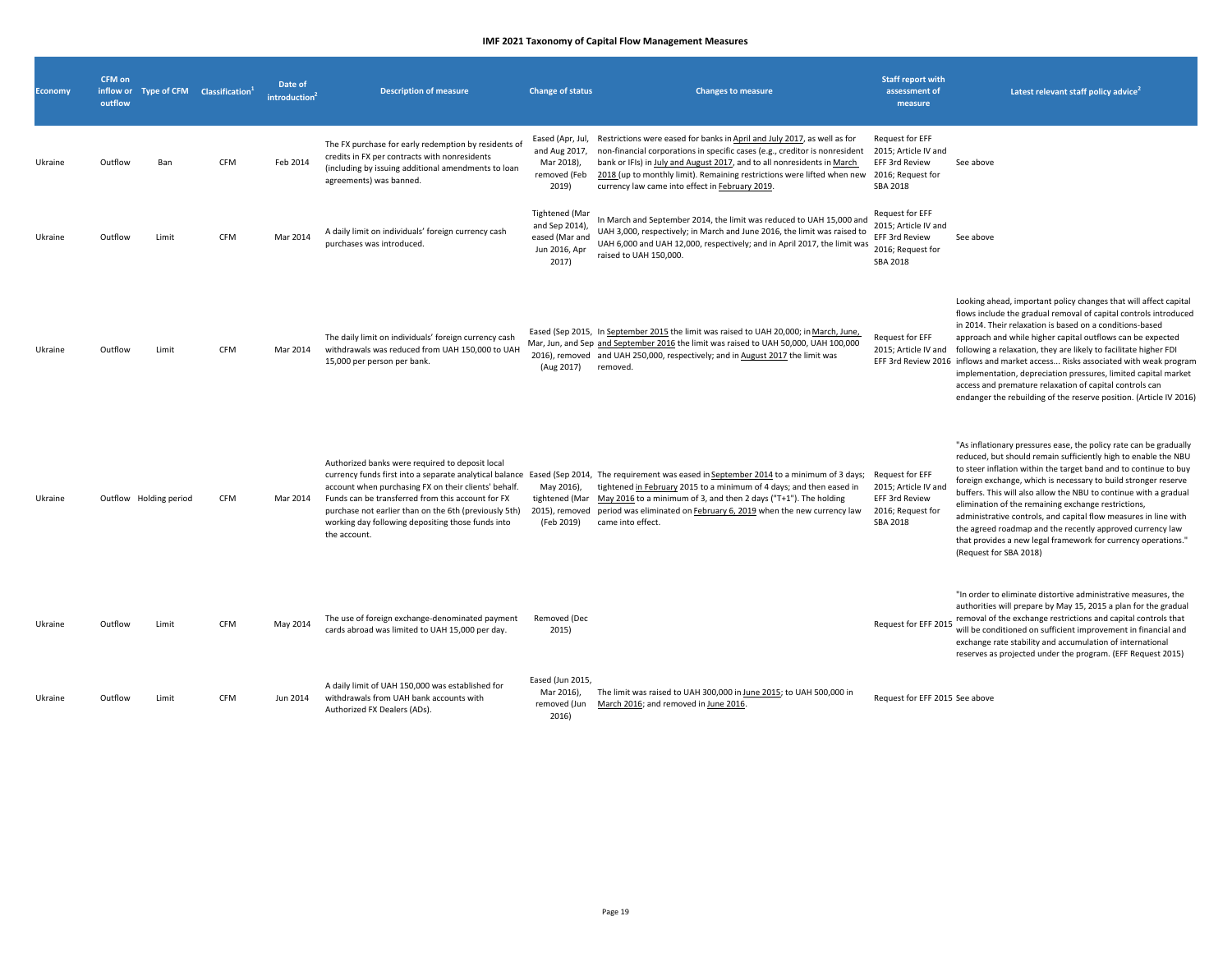# IMF 2021 Taxonomy of Capital Flow Management Measures

| Economy | CFM on inflow or outflow | Type of CFM | Classification[1] | Date of introduction[2] | Description of measure | Change of status | Changes to measure | Staff report with assessment of measure | Latest relevant staff policy advice[2] |
|---|---|---|---|---|---|---|---|---|---|
| Ukraine | Outflow | Ban | CFM | Feb 2014 | The FX purchase for early redemption by residents of credits in FX per contracts with nonresidents (including by issuing additional amendments to loan agreements) was banned. | Eased (Apr, Jul, and Aug 2017, Mar 2018), removed (Feb 2019) | Restrictions were eased for banks in April and July 2017, as well as for non-financial corporations in specific cases (e.g., creditor is nonresident bank or IFIs) in July and August 2017, and to all nonresidents in March 2018 (up to monthly limit). Remaining restrictions were lifted when new currency law came into effect in February 2019. | Request for EFF 2015; Article IV and EFF 3rd Review 2016; Request for SBA 2018 | See above |
| Ukraine | Outflow | Limit | CFM | Mar 2014 | A daily limit on individuals' foreign currency cash purchases was introduced. | Tightened (Mar and Sep 2014), eased (Mar and Jun 2016, Apr 2017) | In March and September 2014, the limit was reduced to UAH 15,000 and UAH 3,000, respectively; in March and June 2016, the limit was raised to UAH 6,000 and UAH 12,000, respectively; and in April 2017, the limit was raised to UAH 150,000. | Request for EFF 2015; Article IV and EFF 3rd Review 2016; Request for SBA 2018 | See above |
| Ukraine | Outflow | Limit | CFM | Mar 2014 | The daily limit on individuals' foreign currency cash withdrawals was reduced from UAH 150,000 to UAH 15,000 per person per bank. | Eased (Sep 2015, Mar, Jun, and Sep 2016), removed (Aug 2017) | In September 2015 the limit was raised to UAH 20,000; in March, June, and September 2016 the limit was raised to UAH 50,000, UAH 100,000 and UAH 250,000, respectively; and in August 2017 the limit was removed. | Request for EFF 2015; Article IV and EFF 3rd Review 2016 | Looking ahead, important policy changes that will affect capital flows include the gradual removal of capital controls introduced in 2014. Their relaxation is based on a conditions-based approach and while higher capital outflows can be expected following a relaxation, they are likely to facilitate higher FDI inflows and market access... Risks associated with weak program implementation, depreciation pressures, limited capital market access and premature relaxation of capital controls can endanger the rebuilding of the reserve position. (Article IV 2016) |
| Ukraine | Outflow | Holding period | CFM | Mar 2014 | Authorized banks were required to deposit local currency funds first into a separate analytical balance account when purchasing FX on their clients' behalf. Funds can be transferred from this account for FX purchase not earlier than on the 6th (previously 5th) working day following depositing those funds into the account. | Eased (Sep 2014, May 2016), tightened (Mar 2015), removed (Feb 2019) | The requirement was eased in September 2014 to a minimum of 3 days; tightened in February 2015 to a minimum of 4 days; and then eased in May 2016 to a minimum of 3, and then 2 days ("T+1"). The holding period was eliminated on February 6, 2019 when the new currency law came into effect. | Request for EFF 2015; Article IV and EFF 3rd Review 2016; Request for SBA 2018 | "As inflationary pressures ease, the policy rate can be gradually reduced, but should remain sufficiently high to enable the NBU to steer inflation within the target band and to continue to buy foreign exchange, which is necessary to build stronger reserve buffers. This will also allow the NBU to continue with a gradual elimination of the remaining exchange restrictions, administrative controls, and capital flow measures in line with the agreed roadmap and the recently approved currency law that provides a new legal framework for currency operations." (Request for SBA 2018) |
| Ukraine | Outflow | Limit | CFM | May 2014 | The use of foreign exchange-denominated payment cards abroad was limited to UAH 15,000 per day. | Removed (Dec 2015) | | Request for EFF 2015 | "In order to eliminate distortive administrative measures, the authorities will prepare by May 15, 2015 a plan for the gradual removal of the exchange restrictions and capital controls that will be conditioned on sufficient improvement in financial and exchange rate stability and accumulation of international reserves as projected under the program. (EFF Request 2015) |
| Ukraine | Outflow | Limit | CFM | Jun 2014 | A daily limit of UAH 150,000 was established for withdrawals from UAH bank accounts with Authorized FX Dealers (ADs). | Eased (Jun 2015, Mar 2016), removed (Jun 2016) | The limit was raised to UAH 300,000 in June 2015; to UAH 500,000 in March 2016; and removed in June 2016. | Request for EFF 2015 | See above |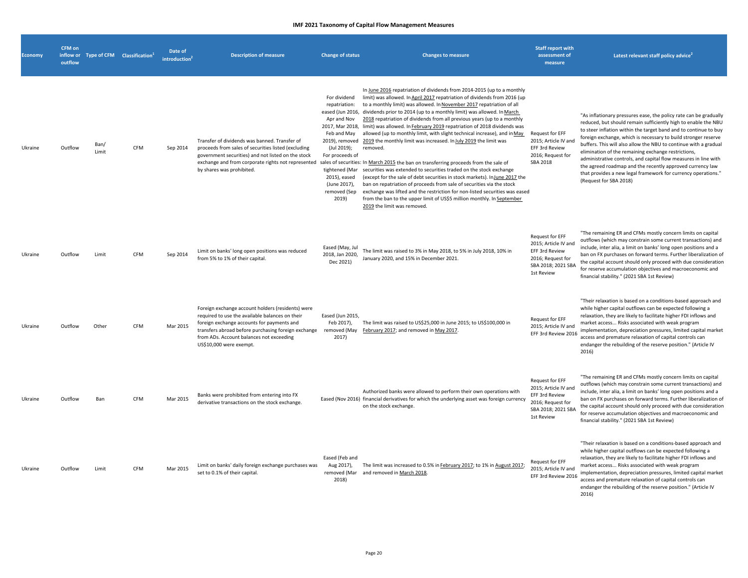**IMF 2021 Taxonomy of Capital Flow Management Measures**

| Economy | CFM on inflow or outflow | Type of CFM | Classification[1] | Date of introduction[2] | Description of measure | Change of status | Changes to measure | Staff report with assessment of measure | Latest relevant staff policy advice[2] |
|---|---|---|---|---|---|---|---|---|---|
| Ukraine | Outflow | Ban/ Limit | CFM | Sep 2014 | Transfer of dividends was banned. Transfer of proceeds from sales of securities listed (excluding government securities) and not listed on the stock exchange and from corporate rights not represented by shares was prohibited. | For dividend repatriation: eased (Jun 2016, Apr and Nov 2017, Mar 2018, Feb and May 2019), removed (Jul 2019); For proceeds of sales of securities: tightened (Mar 2015), eased (June 2017), removed (Sep 2019) | In June 2016 repatriation of dividends from 2014-2015 (up to a monthly limit) was allowed. In April 2017 repatriation of dividends from 2016 (up to a monthly limit) was allowed. In November 2017 repatriation of all dividends prior to 2014 (up to a monthly limit) was allowed. In March 2018 repatriation of dividends from all previous years (up to a monthly limit) was allowed. In February 2019 repatriation of 2018 dividends was allowed (up to monthly limit, with slight technical increase), and in May 2019 the monthly limit was increased. In July 2019 the limit was removed.<br><br>In March 2015 the ban on transferring proceeds from the sale of securities was extended to securities traded on the stock exchange (except for the sale of debt securities in stock markets). In June 2017 the ban on repatriation of proceeds from sale of securities via the stock exchange was lifted and the restriction for non-listed securities was eased from the ban to the upper limit of US$5 million monthly. In September 2019 the limit was removed. | Request for EFF 2015; Article IV and EFF 3rd Review 2016; Request for SBA 2018 | "As inflationary pressures ease, the policy rate can be gradually reduced, but should remain sufficiently high to enable the NBU to steer inflation within the target band and to continue to buy foreign exchange, which is necessary to build stronger reserve buffers. This will also allow the NBU to continue with a gradual elimination of the remaining exchange restrictions, administrative controls, and capital flow measures in line with the agreed roadmap and the recently approved currency law that provides a new legal framework for currency operations." (Request for SBA 2018) |
| Ukraine | Outflow | Limit | CFM | Sep 2014 | Limit on banks' long open positions was reduced from 5% to 1% of their capital. | Eased (May, Jul 2018, Jan 2020, Dec 2021) | The limit was raised to 3% in May 2018, to 5% in July 2018, 10% in January 2020, and 15% in December 2021. | Request for EFF 2015; Article IV and EFF 3rd Review 2016; Request for SBA 2018; 2021 SBA 1st Review | "The remaining ER and CFMs mostly concern limits on capital outflows (which may constrain some current transactions) and include, inter alia, a limit on banks' long open positions and a ban on FX purchases on forward terms. Further liberalization of the capital account should only proceed with due consideration for reserve accumulation objectives and macroeconomic and financial stability." (2021 SBA 1st Review) |
| Ukraine | Outflow | Other | CFM | Mar 2015 | Foreign exchange account holders (residents) were required to use the available balances on their foreign exchange accounts for payments and transfers abroad before purchasing foreign exchange from ADs. Account balances not exceeding US$10,000 were exempt. | Eased (Jun 2015, Feb 2017), removed (May 2017) | The limit was raised to US$25,000 in June 2015; to US$100,000 in February 2017; and removed in May 2017. | Request for EFF 2015; Article IV and EFF 3rd Review 2016 | "Their relaxation is based on a conditions-based approach and while higher capital outflows can be expected following a relaxation, they are likely to facilitate higher FDI inflows and market access... Risks associated with weak program implementation, depreciation pressures, limited capital market access and premature relaxation of capital controls can endanger the rebuilding of the reserve position." (Article IV 2016) |
| Ukraine | Outflow | Ban | CFM | Mar 2015 | Banks were prohibited from entering into FX derivative transactions on the stock exchange. | Eased (Nov 2016) | Authorized banks were allowed to perform their own operations with financial derivatives for which the underlying asset was foreign currency on the stock exchange. | Request for EFF 2015; Article IV and EFF 3rd Review 2016; Request for SBA 2018; 2021 SBA 1st Review | "The remaining ER and CFMs mostly concern limits on capital outflows (which may constrain some current transactions) and include, inter alia, a limit on banks' long open positions and a ban on FX purchases on forward terms. Further liberalization of the capital account should only proceed with due consideration for reserve accumulation objectives and macroeconomic and financial stability." (2021 SBA 1st Review) |
| Ukraine | Outflow | Limit | CFM | Mar 2015 | Limit on banks' daily foreign exchange purchases was set to 0.1% of their capital. | Eased (Feb and Aug 2017), removed (Mar 2018) | The limit was increased to 0.5% in February 2017; to 1% in August 2017; and removed in March 2018. | Request for EFF 2015; Article IV and EFF 3rd Review 2016 | "Their relaxation is based on a conditions-based approach and while higher capital outflows can be expected following a relaxation, they are likely to facilitate higher FDI inflows and market access... Risks associated with weak program implementation, depreciation pressures, limited capital market access and premature relaxation of capital controls can endanger the rebuilding of the reserve position." (Article IV 2016) |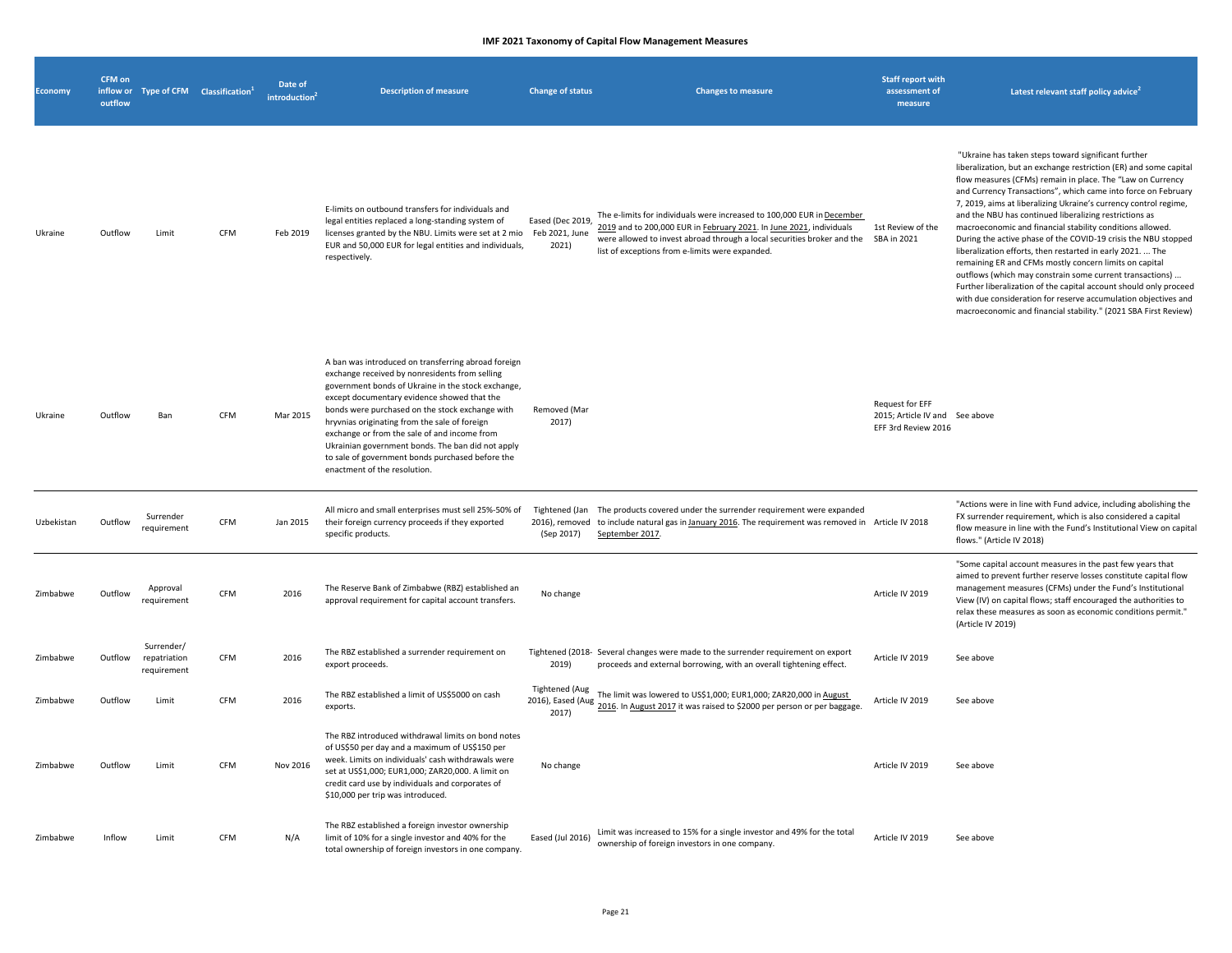**IMF 2021 Taxonomy of Capital Flow Management Measures**

| Economy | CFM on inflow or outflow | Type of CFM | Classification[1] | Date of introduction[2] | Description of measure | Change of status | Changes to measure | Staff report with assessment of measure | Latest relevant staff policy advice[2] |
|---|---|---|---|---|---|---|---|---|---|
| Ukraine | Outflow | Limit | CFM | Feb 2019 | E-limits on outbound transfers for individuals and legal entities replaced a long-standing system of licenses granted by the NBU. Limits were set at 2 mio EUR and 50,000 EUR for legal entities and individuals, respectively. | Eased (Dec 2019, Feb 2021, June 2021) | The e-limits for individuals were increased to 100,000 EUR in December 2019 and to 200,000 EUR in February 2021. In June 2021, individuals were allowed to invest abroad through a local securities broker and the list of exceptions from e-limits were expanded. | 1st Review of the SBA in 2021 | "Ukraine has taken steps toward significant further liberalization, but an exchange restriction (ER) and some capital flow measures (CFMs) remain in place. The "Law on Currency and Currency Transactions", which came into force on February 7, 2019, aims at liberalizing Ukraine's currency control regime, and the NBU has continued liberalizing restrictions as macroeconomic and financial stability conditions allowed. During the active phase of the COVID-19 crisis the NBU stopped liberalization efforts, then restarted in early 2021. ... The remaining ER and CFMs mostly concern limits on capital outflows (which may constrain some current transactions) ... Further liberalization of the capital account should only proceed with due consideration for reserve accumulation objectives and macroeconomic and financial stability." (2021 SBA First Review) |
| Ukraine | Outflow | Ban | CFM | Mar 2015 | A ban was introduced on transferring abroad foreign exchange received by nonresidents from selling government bonds of Ukraine in the stock exchange, except documentary evidence showed that the bonds were purchased on the stock exchange with hryvnias originating from the sale of foreign exchange or from the sale of and income from Ukrainian government bonds. The ban did not apply to sale of government bonds purchased before the enactment of the resolution. | Removed (Mar 2017) | | Request for EFF 2015; Article IV and EFF 3rd Review 2016 | See above |
| Uzbekistan | Outflow | Surrender requirement | CFM | Jan 2015 | All micro and small enterprises must sell 25%-50% of their foreign currency proceeds if they exported specific products. | Tightened (Jan 2016), removed (Sep 2017) | The products covered under the surrender requirement were expanded to include natural gas in January 2016. The requirement was removed in September 2017. | Article IV 2018 | "Actions were in line with Fund advice, including abolishing the FX surrender requirement, which is also considered a capital flow measure in line with the Fund's Institutional View on capital flows." (Article IV 2018) |
| Zimbabwe | Outflow | Approval requirement | CFM | 2016 | The Reserve Bank of Zimbabwe (RBZ) established an approval requirement for capital account transfers. | No change | | Article IV 2019 | "Some capital account measures in the past few years that aimed to prevent further reserve losses constitute capital flow management measures (CFMs) under the Fund's Institutional View (IV) on capital flows; staff encouraged the authorities to relax these measures as soon as economic conditions permit." (Article IV 2019) |
| Zimbabwe | Outflow | Surrender/ repatriation requirement | CFM | 2016 | The RBZ established a surrender requirement on export proceeds. | Tightened (2018-2019) | Several changes were made to the surrender requirement on export proceeds and external borrowing, with an overall tightening effect. | Article IV 2019 | See above |
| Zimbabwe | Outflow | Limit | CFM | 2016 | The RBZ established a limit of US$5000 on cash exports. | Tightened (Aug 2016), Eased (Aug 2017) | The limit was lowered to US$1,000; EUR1,000; ZAR20,000 in August 2016. In August 2017 it was raised to $2000 per person or per baggage. | Article IV 2019 | See above |
| Zimbabwe | Outflow | Limit | CFM | Nov 2016 | The RBZ introduced withdrawal limits on bond notes of US$50 per day and a maximum of US$150 per week. Limits on individuals' cash withdrawals were set at US$1,000; EUR1,000; ZAR20,000. A limit on credit card use by individuals and corporates of $10,000 per trip was introduced. | No change | | Article IV 2019 | See above |
| Zimbabwe | Inflow | Limit | CFM | N/A | The RBZ established a foreign investor ownership limit of 10% for a single investor and 40% for the total ownership of foreign investors in one company. | Eased (Jul 2016) | Limit was increased to 15% for a single investor and 49% for the total ownership of foreign investors in one company. | Article IV 2019 | See above |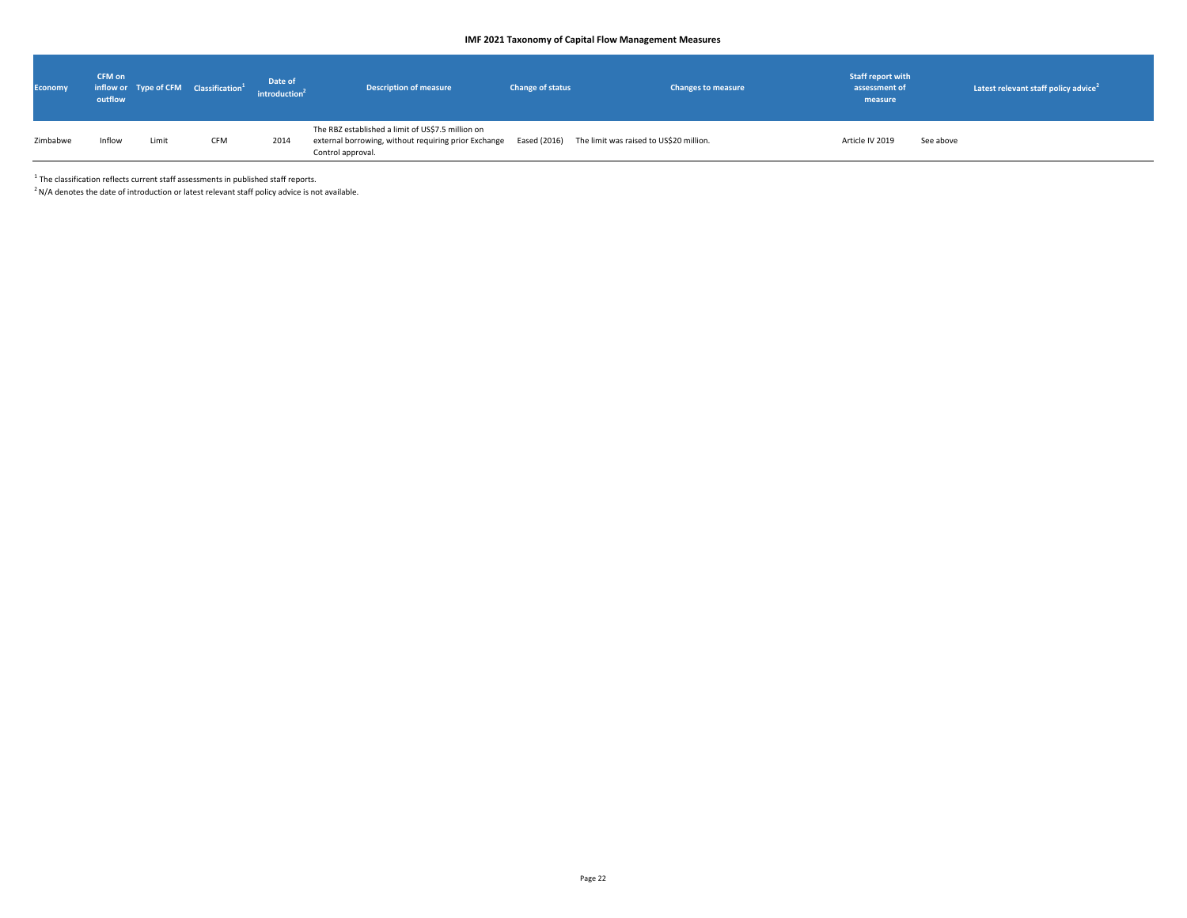| Economy | CFM on inflow or outflow | Type of CFM | Classification[1] | Date of introduction[2] | Description of measure | Change of status | Changes to measure | Staff report with assessment of measure | Latest relevant staff policy advice[2] |
|---|---|---|---|---|---|---|---|---|---|
| Zimbabwe | Inflow | Limit | CFM | 2014 | The RBZ established a limit of US$7.5 million on external borrowing, without requiring prior Exchange Control approval. | Eased (2016) | The limit was raised to US$20 million. | Article IV 2019 | See above |

[1] The classification reflects current staff assessments in published staff reports.

[2] N/A denotes the date of introduction or latest relevant staff policy advice is not available.